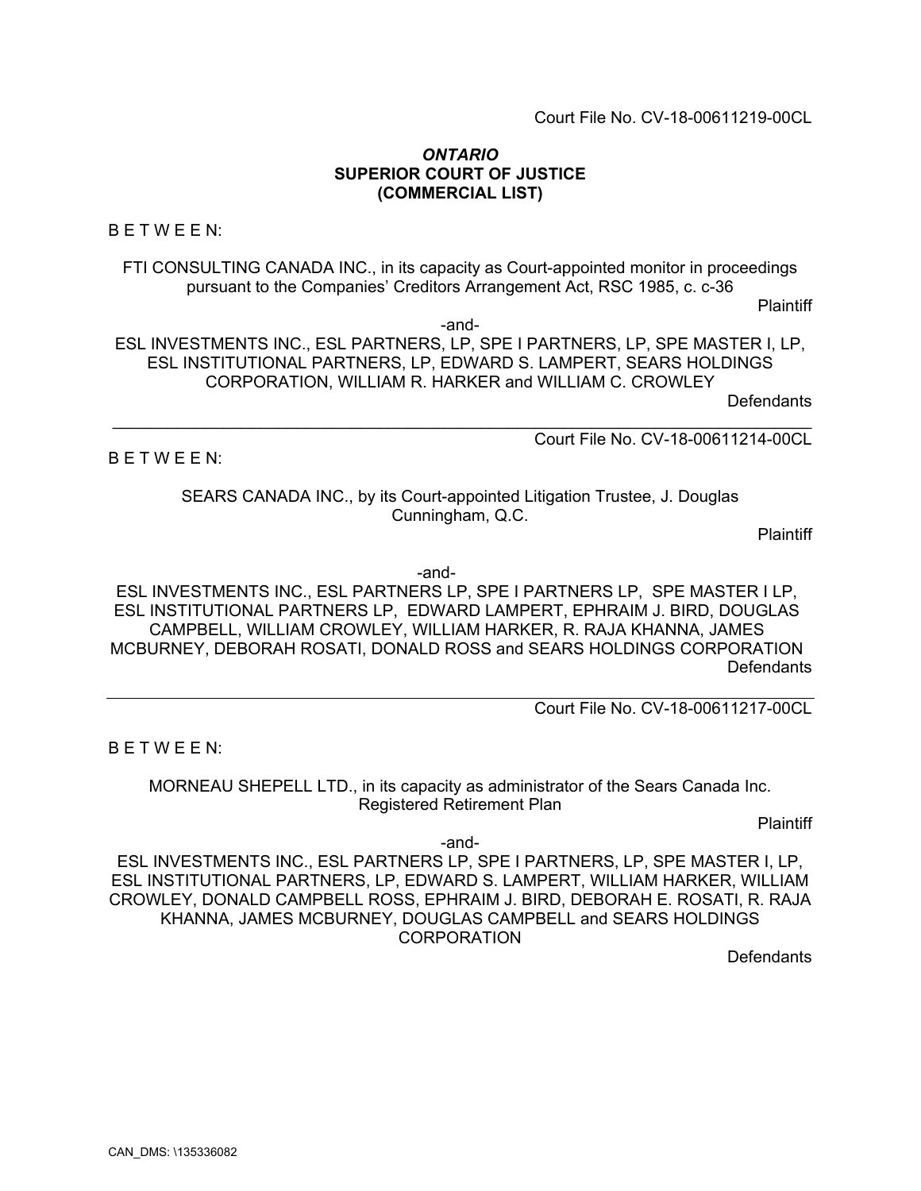Court File No. CV-18-00611219-00CL

***ONTARIO***
**SUPERIOR COURT OF JUSTICE**
**(COMMERCIAL LIST)**

B E T W E E N:

FTI CONSULTING CANADA INC., in its capacity as Court-appointed monitor in proceedings pursuant to the Companies' Creditors Arrangement Act, RSC 1985, c. c-36

Plaintiff

-and-

ESL INVESTMENTS INC., ESL PARTNERS, LP, SPE I PARTNERS, LP, SPE MASTER I, LP, ESL INSTITUTIONAL PARTNERS, LP, EDWARD S. LAMPERT, SEARS HOLDINGS CORPORATION, WILLIAM R. HARKER and WILLIAM C. CROWLEY

Defendants

---

Court File No. CV-18-00611214-00CL

B E T W E E N:

SEARS CANADA INC., by its Court-appointed Litigation Trustee, J. Douglas Cunningham, Q.C.

Plaintiff

-and-

ESL INVESTMENTS INC., ESL PARTNERS LP, SPE I PARTNERS LP, SPE MASTER I LP, ESL INSTITUTIONAL PARTNERS LP, EDWARD LAMPERT, EPHRAIM J. BIRD, DOUGLAS CAMPBELL, WILLIAM CROWLEY, WILLIAM HARKER, R. RAJA KHANNA, JAMES MCBURNEY, DEBORAH ROSATI, DONALD ROSS and SEARS HOLDINGS CORPORATION

Defendants

---

Court File No. CV-18-00611217-00CL

B E T W E E N:

MORNEAU SHEPELL LTD., in its capacity as administrator of the Sears Canada Inc. Registered Retirement Plan

Plaintiff

-and-

ESL INVESTMENTS INC., ESL PARTNERS LP, SPE I PARTNERS, LP, SPE MASTER I, LP, ESL INSTITUTIONAL PARTNERS, LP, EDWARD S. LAMPERT, WILLIAM HARKER, WILLIAM CROWLEY, DONALD CAMPBELL ROSS, EPHRAIM J. BIRD, DEBORAH E. ROSATI, R. RAJA KHANNA, JAMES MCBURNEY, DOUGLAS CAMPBELL and SEARS HOLDINGS CORPORATION

Defendants

CAN_DMS: \135336082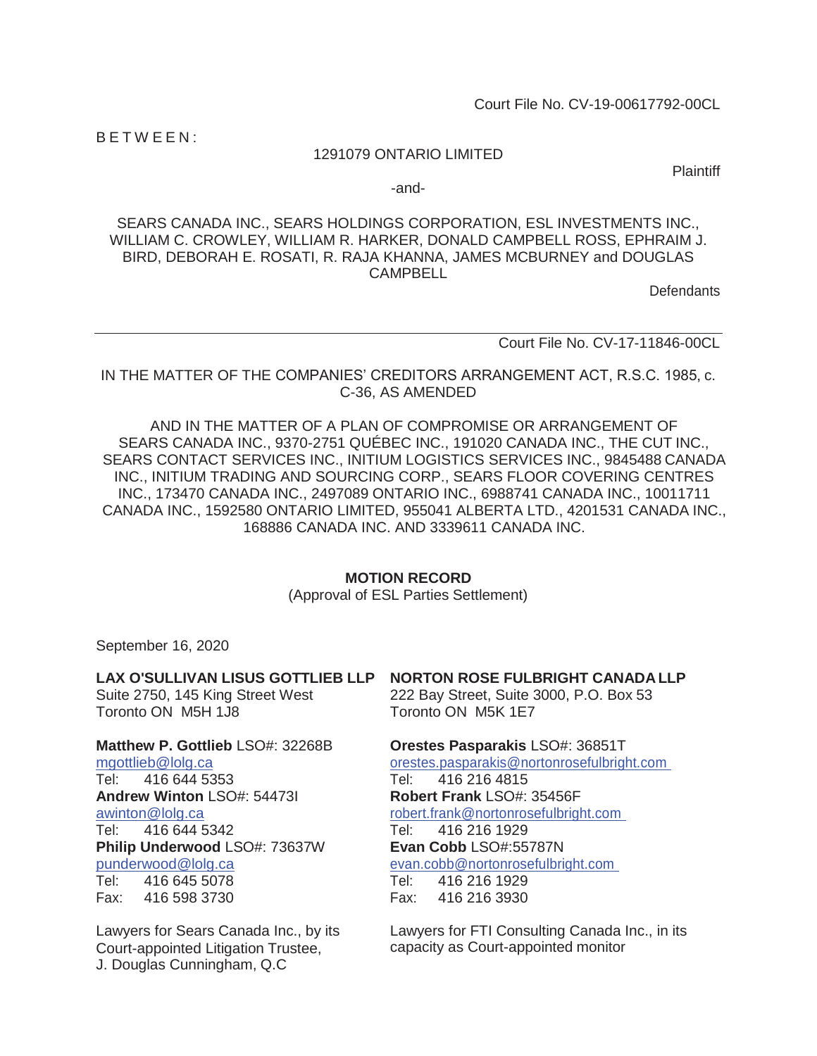Court File No. CV-19-00617792-00CL

B E T W E E N :

1291079 ONTARIO LIMITED

Plaintiff

-and-

SEARS CANADA INC., SEARS HOLDINGS CORPORATION, ESL INVESTMENTS INC., WILLIAM C. CROWLEY, WILLIAM R. HARKER, DONALD CAMPBELL ROSS, EPHRAIM J. BIRD, DEBORAH E. ROSATI, R. RAJA KHANNA, JAMES MCBURNEY and DOUGLAS CAMPBELL

Defendants

---

Court File No. CV-17-11846-00CL

IN THE MATTER OF THE COMPANIES' CREDITORS ARRANGEMENT ACT, R.S.C. 1985, c. C-36, AS AMENDED

AND IN THE MATTER OF A PLAN OF COMPROMISE OR ARRANGEMENT OF SEARS CANADA INC., 9370-2751 QUÉBEC INC., 191020 CANADA INC., THE CUT INC., SEARS CONTACT SERVICES INC., INITIUM LOGISTICS SERVICES INC., 9845488 CANADA INC., INITIUM TRADING AND SOURCING CORP., SEARS FLOOR COVERING CENTRES INC., 173470 CANADA INC., 2497089 ONTARIO INC., 6988741 CANADA INC., 10011711 CANADA INC., 1592580 ONTARIO LIMITED, 955041 ALBERTA LTD., 4201531 CANADA INC., 168886 CANADA INC. AND 3339611 CANADA INC.

**MOTION RECORD**
(Approval of ESL Parties Settlement)

September 16, 2020

**LAX O'SULLIVAN LISUS GOTTLIEB LLP**
Suite 2750, 145 King Street West
Toronto ON M5H 1J8

**Matthew P. Gottlieb** LSO#: 32268B
mgottlieb@lolg.ca
Tel: 416 644 5353
**Andrew Winton** LSO#: 54473I
awinton@lolg.ca
Tel: 416 644 5342
**Philip Underwood** LSO#: 73637W
punderwood@lolg.ca
Tel: 416 645 5078
Fax: 416 598 3730

Lawyers for Sears Canada Inc., by its Court-appointed Litigation Trustee, J. Douglas Cunningham, Q.C

**NORTON ROSE FULBRIGHT CANADA LLP**
222 Bay Street, Suite 3000, P.O. Box 53
Toronto ON M5K 1E7

**Orestes Pasparakis** LSO#: 36851T
orestes.pasparakis@nortonrosefulbright.com
Tel: 416 216 4815
**Robert Frank** LSO#: 35456F
robert.frank@nortonrosefulbright.com
Tel: 416 216 1929
**Evan Cobb** LSO#:55787N
evan.cobb@nortonrosefulbright.com
Tel: 416 216 1929
Fax: 416 216 3930

Lawyers for FTI Consulting Canada Inc., in its capacity as Court-appointed monitor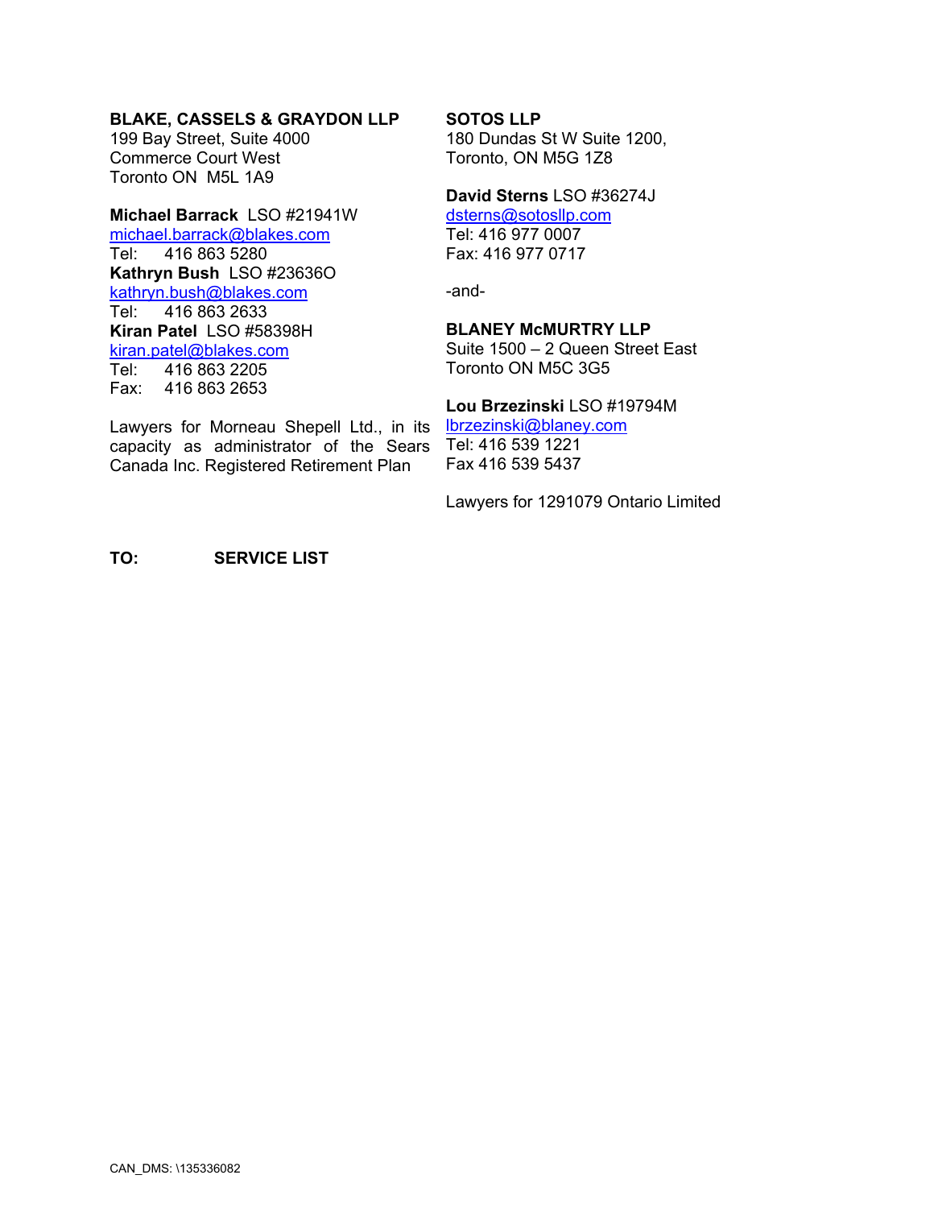**BLAKE, CASSELS & GRAYDON LLP**
199 Bay Street, Suite 4000
Commerce Court West
Toronto ON M5L 1A9

**Michael Barrack** LSO #21941W
michael.barrack@blakes.com
Tel: 416 863 5280
**Kathryn Bush** LSO #23636O
kathryn.bush@blakes.com
Tel: 416 863 2633
**Kiran Patel** LSO #58398H
kiran.patel@blakes.com
Tel: 416 863 2205
Fax: 416 863 2653

Lawyers for Morneau Shepell Ltd., in its capacity as administrator of the Sears Canada Inc. Registered Retirement Plan

**SOTOS LLP**
180 Dundas St W Suite 1200,
Toronto, ON M5G 1Z8

**David Sterns** LSO #36274J
dsterns@sotosllp.com
Tel: 416 977 0007
Fax: 416 977 0717

-and-

**BLANEY McMURTRY LLP**
Suite 1500 – 2 Queen Street East
Toronto ON M5C 3G5

**Lou Brzezinski** LSO #19794M
lbrzezinski@blaney.com
Tel: 416 539 1221
Fax 416 539 5437

Lawyers for 1291079 Ontario Limited

**TO: SERVICE LIST**

CAN_DMS: \135336082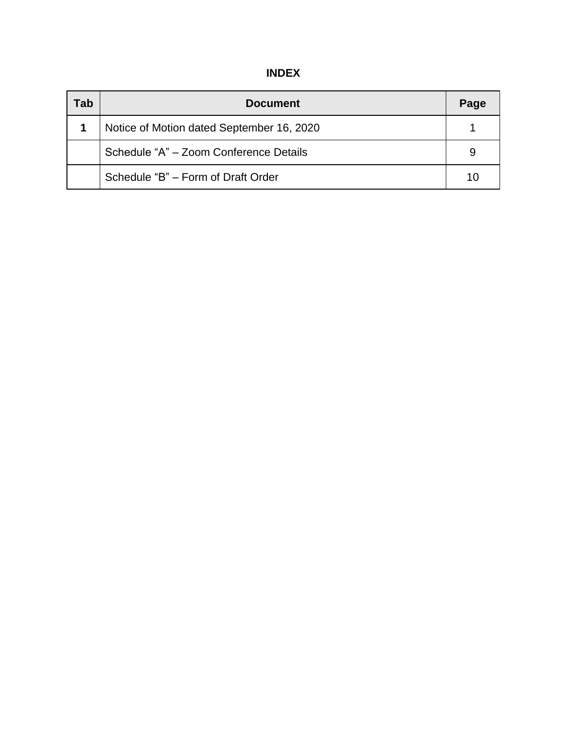# INDEX

| Tab | Document | Page |
|---|---|---|
| **1** | Notice of Motion dated September 16, 2020 | 1 |
| | Schedule “A” – Zoom Conference Details | 9 |
| | Schedule “B” – Form of Draft Order | 10 |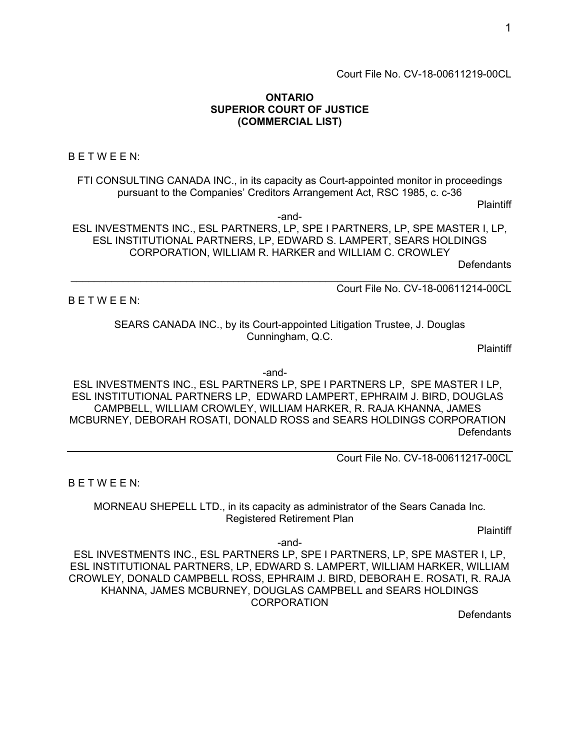Court File No. CV-18-00611219-00CL

**ONTARIO**
**SUPERIOR COURT OF JUSTICE**
**(COMMERCIAL LIST)**

B E T W E E N:

FTI CONSULTING CANADA INC., in its capacity as Court-appointed monitor in proceedings pursuant to the Companies' Creditors Arrangement Act, RSC 1985, c. c-36

Plaintiff

-and-

ESL INVESTMENTS INC., ESL PARTNERS, LP, SPE I PARTNERS, LP, SPE MASTER I, LP, ESL INSTITUTIONAL PARTNERS, LP, EDWARD S. LAMPERT, SEARS HOLDINGS CORPORATION, WILLIAM R. HARKER and WILLIAM C. CROWLEY

Defendants

---

Court File No. CV-18-00611214-00CL

B E T W E E N:

SEARS CANADA INC., by its Court-appointed Litigation Trustee, J. Douglas Cunningham, Q.C.

Plaintiff

-and-

ESL INVESTMENTS INC., ESL PARTNERS LP, SPE I PARTNERS LP, SPE MASTER I LP, ESL INSTITUTIONAL PARTNERS LP, EDWARD LAMPERT, EPHRAIM J. BIRD, DOUGLAS CAMPBELL, WILLIAM CROWLEY, WILLIAM HARKER, R. RAJA KHANNA, JAMES MCBURNEY, DEBORAH ROSATI, DONALD ROSS and SEARS HOLDINGS CORPORATION

Defendants

---

Court File No. CV-18-00611217-00CL

B E T W E E N:

MORNEAU SHEPELL LTD., in its capacity as administrator of the Sears Canada Inc. Registered Retirement Plan

Plaintiff

-and-

ESL INVESTMENTS INC., ESL PARTNERS LP, SPE I PARTNERS, LP, SPE MASTER I, LP, ESL INSTITUTIONAL PARTNERS, LP, EDWARD S. LAMPERT, WILLIAM HARKER, WILLIAM CROWLEY, DONALD CAMPBELL ROSS, EPHRAIM J. BIRD, DEBORAH E. ROSATI, R. RAJA KHANNA, JAMES MCBURNEY, DOUGLAS CAMPBELL and SEARS HOLDINGS CORPORATION

Defendants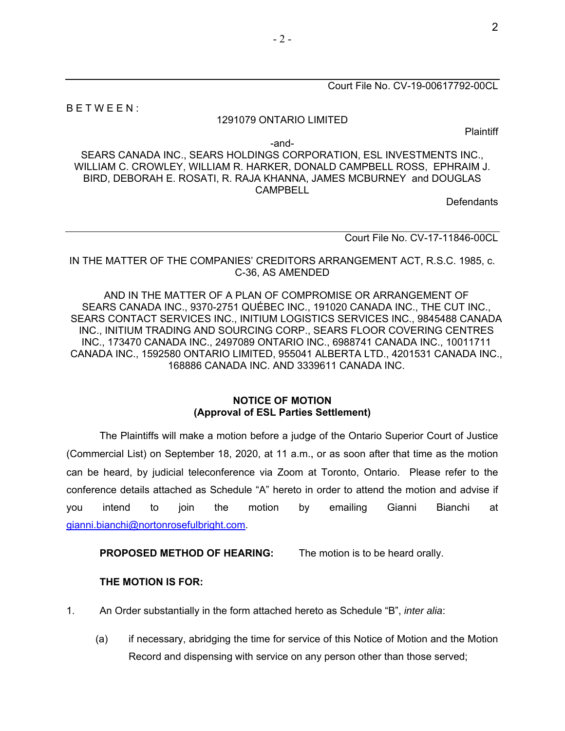Court File No. CV-19-00617792-00CL

B E T W E E N :

1291079 ONTARIO LIMITED

Plaintiff

-and-

SEARS CANADA INC., SEARS HOLDINGS CORPORATION, ESL INVESTMENTS INC., WILLIAM C. CROWLEY, WILLIAM R. HARKER, DONALD CAMPBELL ROSS, EPHRAIM J. BIRD, DEBORAH E. ROSATI, R. RAJA KHANNA, JAMES MCBURNEY and DOUGLAS CAMPBELL

Defendants

Court File No. CV-17-11846-00CL

IN THE MATTER OF THE COMPANIES' CREDITORS ARRANGEMENT ACT, R.S.C. 1985, c. C-36, AS AMENDED

AND IN THE MATTER OF A PLAN OF COMPROMISE OR ARRANGEMENT OF SEARS CANADA INC., 9370-2751 QUÉBEC INC., 191020 CANADA INC., THE CUT INC., SEARS CONTACT SERVICES INC., INITIUM LOGISTICS SERVICES INC., 9845488 CANADA INC., INITIUM TRADING AND SOURCING CORP., SEARS FLOOR COVERING CENTRES INC., 173470 CANADA INC., 2497089 ONTARIO INC., 6988741 CANADA INC., 10011711 CANADA INC., 1592580 ONTARIO LIMITED, 955041 ALBERTA LTD., 4201531 CANADA INC., 168886 CANADA INC. AND 3339611 CANADA INC.

## NOTICE OF MOTION
## (Approval of ESL Parties Settlement)

The Plaintiffs will make a motion before a judge of the Ontario Superior Court of Justice (Commercial List) on September 18, 2020, at 11 a.m., or as soon after that time as the motion can be heard, by judicial teleconference via Zoom at Toronto, Ontario. Please refer to the conference details attached as Schedule "A" hereto in order to attend the motion and advise if you intend to join the motion by emailing Gianni Bianchi at gianni.bianchi@nortonrosefulbright.com.

**PROPOSED METHOD OF HEARING:** The motion is to be heard orally.

**THE MOTION IS FOR:**

1. An Order substantially in the form attached hereto as Schedule "B", *inter alia*:

   (a) if necessary, abridging the time for service of this Notice of Motion and the Motion Record and dispensing with service on any person other than those served;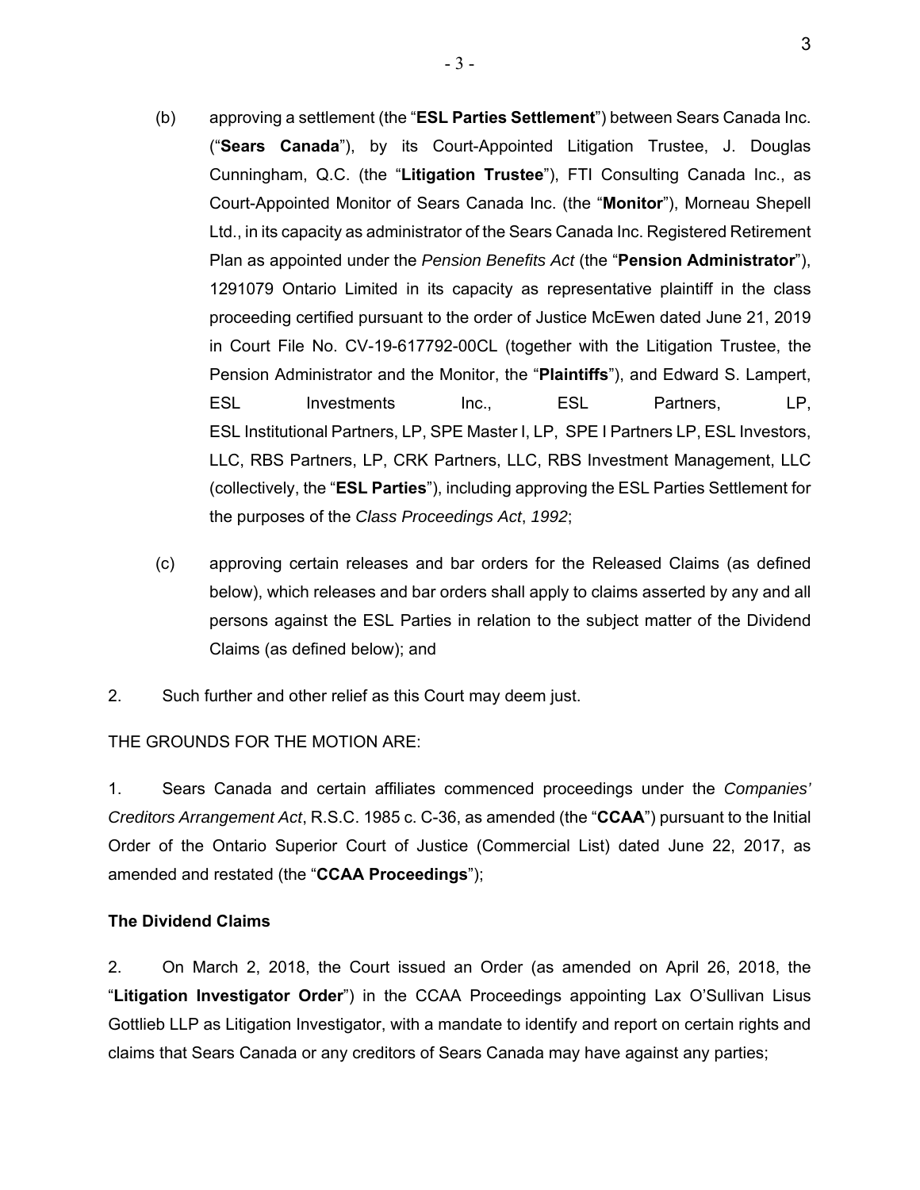(b) approving a settlement (the "**ESL Parties Settlement**") between Sears Canada Inc. ("**Sears Canada**"), by its Court-Appointed Litigation Trustee, J. Douglas Cunningham, Q.C. (the "**Litigation Trustee**"), FTI Consulting Canada Inc., as Court-Appointed Monitor of Sears Canada Inc. (the "**Monitor**"), Morneau Shepell Ltd., in its capacity as administrator of the Sears Canada Inc. Registered Retirement Plan as appointed under the *Pension Benefits Act* (the "**Pension Administrator**"), 1291079 Ontario Limited in its capacity as representative plaintiff in the class proceeding certified pursuant to the order of Justice McEwen dated June 21, 2019 in Court File No. CV-19-617792-00CL (together with the Litigation Trustee, the Pension Administrator and the Monitor, the "**Plaintiffs**"), and Edward S. Lampert, ESL Investments Inc., ESL Partners, LP, ESL Institutional Partners, LP, SPE Master I, LP, SPE I Partners LP, ESL Investors, LLC, RBS Partners, LP, CRK Partners, LLC, RBS Investment Management, LLC (collectively, the "**ESL Parties**"), including approving the ESL Parties Settlement for the purposes of the *Class Proceedings Act*, *1992*;

(c) approving certain releases and bar orders for the Released Claims (as defined below), which releases and bar orders shall apply to claims asserted by any and all persons against the ESL Parties in relation to the subject matter of the Dividend Claims (as defined below); and

2. Such further and other relief as this Court may deem just.

THE GROUNDS FOR THE MOTION ARE:

1. Sears Canada and certain affiliates commenced proceedings under the *Companies' Creditors Arrangement Act*, R.S.C. 1985 c. C-36, as amended (the "**CCAA**") pursuant to the Initial Order of the Ontario Superior Court of Justice (Commercial List) dated June 22, 2017, as amended and restated (the "**CCAA Proceedings**");

**The Dividend Claims**

2. On March 2, 2018, the Court issued an Order (as amended on April 26, 2018, the "**Litigation Investigator Order**") in the CCAA Proceedings appointing Lax O'Sullivan Lisus Gottlieb LLP as Litigation Investigator, with a mandate to identify and report on certain rights and claims that Sears Canada or any creditors of Sears Canada may have against any parties;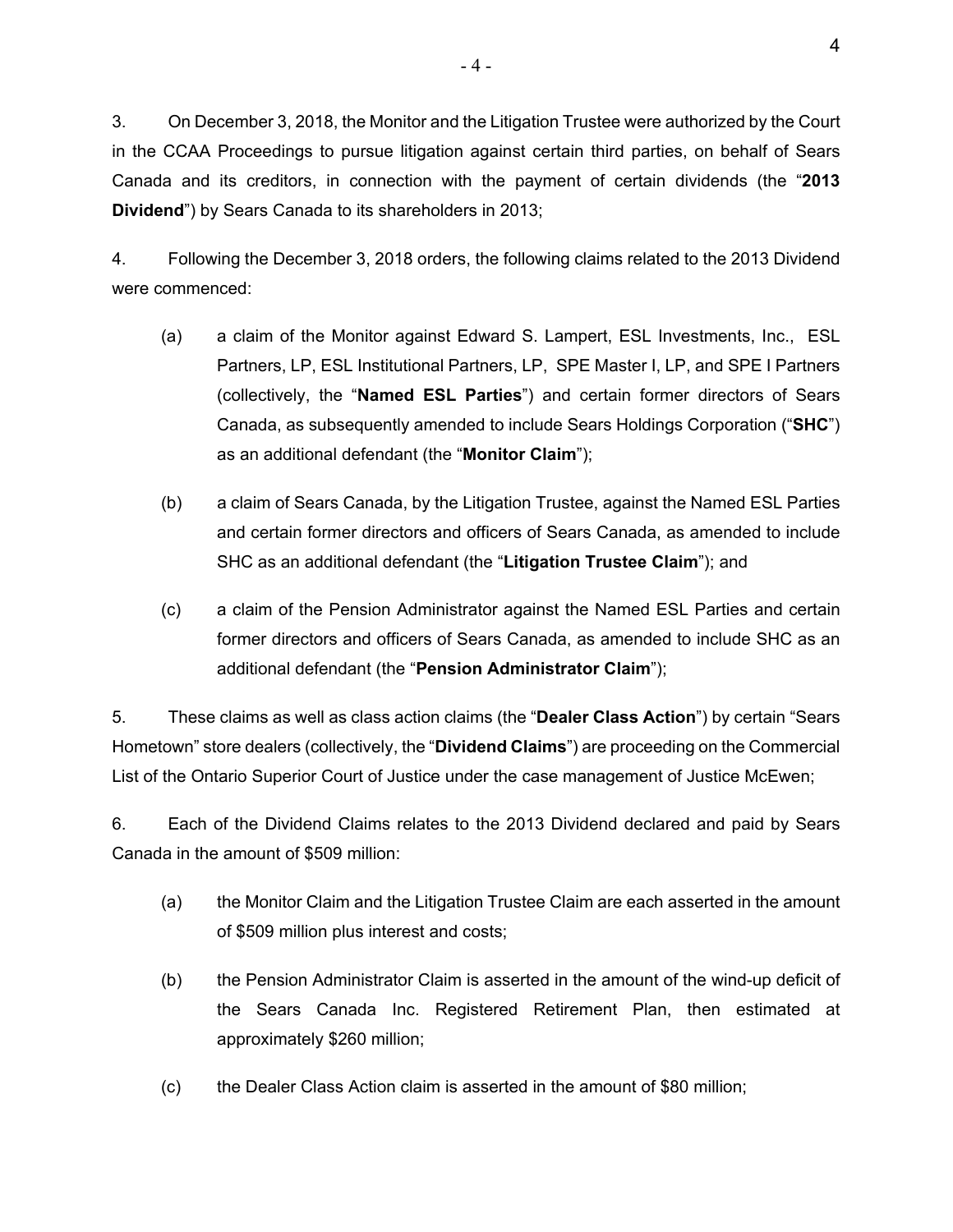3. On December 3, 2018, the Monitor and the Litigation Trustee were authorized by the Court in the CCAA Proceedings to pursue litigation against certain third parties, on behalf of Sears Canada and its creditors, in connection with the payment of certain dividends (the "**2013 Dividend**") by Sears Canada to its shareholders in 2013;

4. Following the December 3, 2018 orders, the following claims related to the 2013 Dividend were commenced:

(a) a claim of the Monitor against Edward S. Lampert, ESL Investments, Inc., ESL Partners, LP, ESL Institutional Partners, LP, SPE Master I, LP, and SPE I Partners (collectively, the "**Named ESL Parties**") and certain former directors of Sears Canada, as subsequently amended to include Sears Holdings Corporation ("**SHC**") as an additional defendant (the "**Monitor Claim**");

(b) a claim of Sears Canada, by the Litigation Trustee, against the Named ESL Parties and certain former directors and officers of Sears Canada, as amended to include SHC as an additional defendant (the "**Litigation Trustee Claim**"); and

(c) a claim of the Pension Administrator against the Named ESL Parties and certain former directors and officers of Sears Canada, as amended to include SHC as an additional defendant (the "**Pension Administrator Claim**");

5. These claims as well as class action claims (the "**Dealer Class Action**") by certain "Sears Hometown" store dealers (collectively, the "**Dividend Claims**") are proceeding on the Commercial List of the Ontario Superior Court of Justice under the case management of Justice McEwen;

6. Each of the Dividend Claims relates to the 2013 Dividend declared and paid by Sears Canada in the amount of $509 million:

(a) the Monitor Claim and the Litigation Trustee Claim are each asserted in the amount of $509 million plus interest and costs;

(b) the Pension Administrator Claim is asserted in the amount of the wind-up deficit of the Sears Canada Inc. Registered Retirement Plan, then estimated at approximately $260 million;

(c) the Dealer Class Action claim is asserted in the amount of $80 million;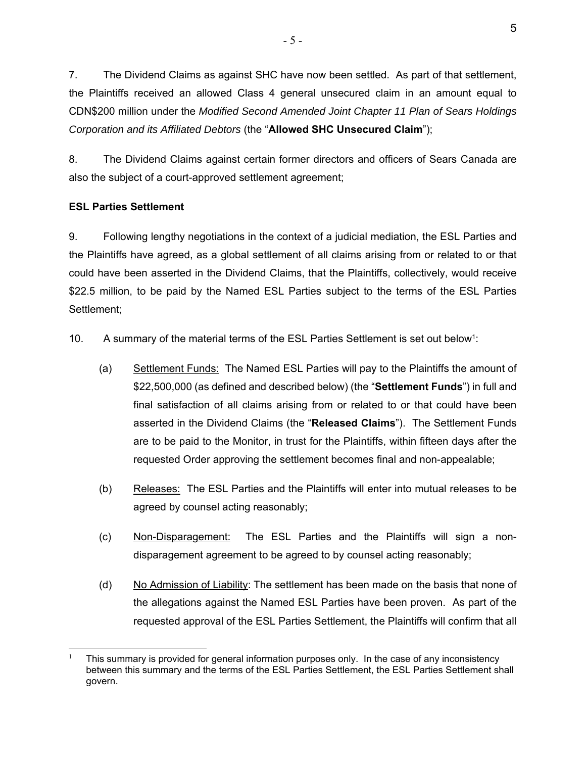7. The Dividend Claims as against SHC have now been settled. As part of that settlement, the Plaintiffs received an allowed Class 4 general unsecured claim in an amount equal to CDN$200 million under the *Modified Second Amended Joint Chapter 11 Plan of Sears Holdings Corporation and its Affiliated Debtors* (the "**Allowed SHC Unsecured Claim**");

8. The Dividend Claims against certain former directors and officers of Sears Canada are also the subject of a court-approved settlement agreement;

**ESL Parties Settlement**

9. Following lengthy negotiations in the context of a judicial mediation, the ESL Parties and the Plaintiffs have agreed, as a global settlement of all claims arising from or related to or that could have been asserted in the Dividend Claims, that the Plaintiffs, collectively, would receive $22.5 million, to be paid by the Named ESL Parties subject to the terms of the ESL Parties Settlement;

10. A summary of the material terms of the ESL Parties Settlement is set out below[1]:

(a) Settlement Funds: The Named ESL Parties will pay to the Plaintiffs the amount of $22,500,000 (as defined and described below) (the "**Settlement Funds**") in full and final satisfaction of all claims arising from or related to or that could have been asserted in the Dividend Claims (the "**Released Claims**"). The Settlement Funds are to be paid to the Monitor, in trust for the Plaintiffs, within fifteen days after the requested Order approving the settlement becomes final and non-appealable;

(b) Releases: The ESL Parties and the Plaintiffs will enter into mutual releases to be agreed by counsel acting reasonably;

(c) Non-Disparagement: The ESL Parties and the Plaintiffs will sign a non-disparagement agreement to be agreed to by counsel acting reasonably;

(d) No Admission of Liability: The settlement has been made on the basis that none of the allegations against the Named ESL Parties have been proven. As part of the requested approval of the ESL Parties Settlement, the Plaintiffs will confirm that all

[1] This summary is provided for general information purposes only. In the case of any inconsistency between this summary and the terms of the ESL Parties Settlement, the ESL Parties Settlement shall govern.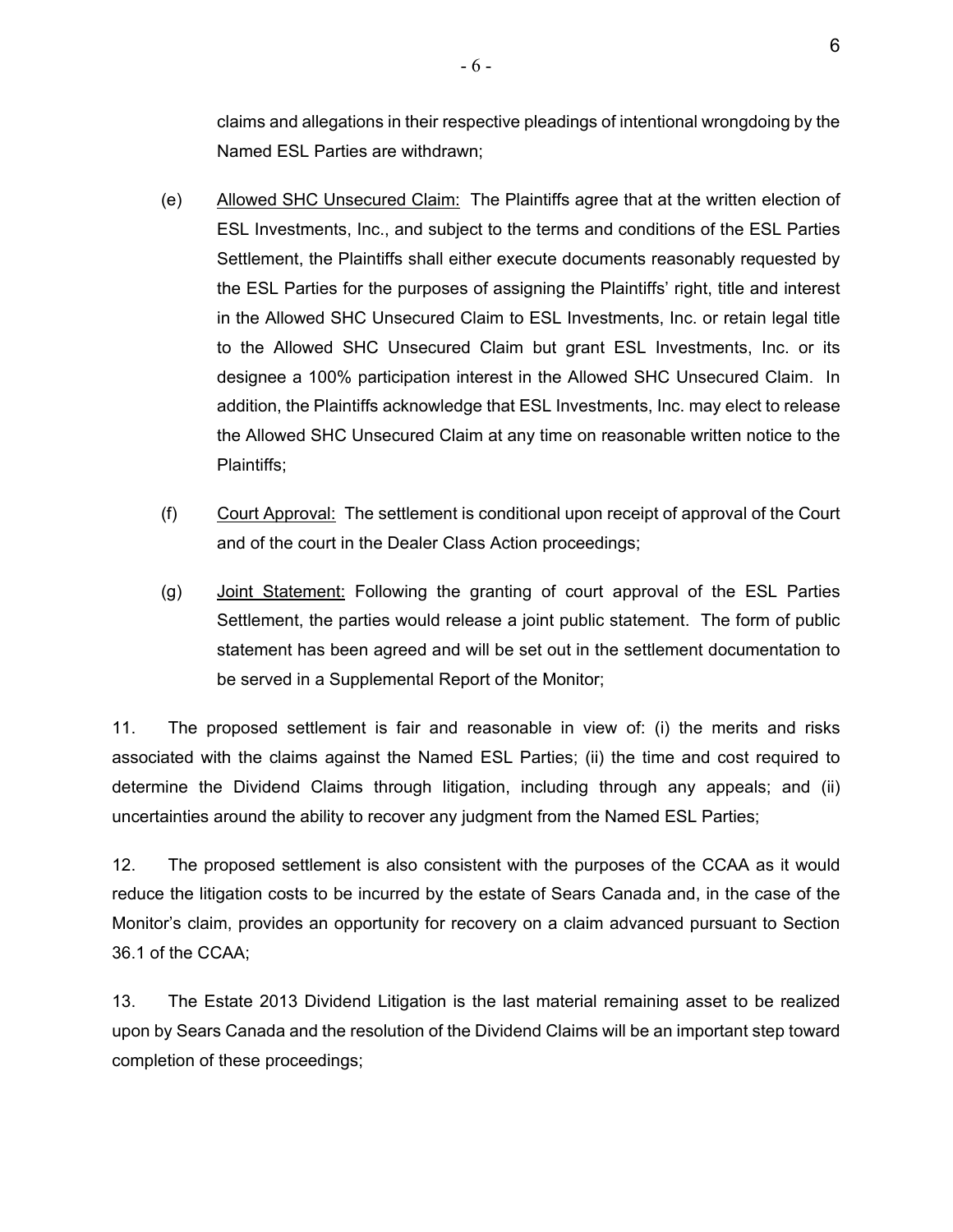claims and allegations in their respective pleadings of intentional wrongdoing by the Named ESL Parties are withdrawn;

(e) Allowed SHC Unsecured Claim: The Plaintiffs agree that at the written election of ESL Investments, Inc., and subject to the terms and conditions of the ESL Parties Settlement, the Plaintiffs shall either execute documents reasonably requested by the ESL Parties for the purposes of assigning the Plaintiffs' right, title and interest in the Allowed SHC Unsecured Claim to ESL Investments, Inc. or retain legal title to the Allowed SHC Unsecured Claim but grant ESL Investments, Inc. or its designee a 100% participation interest in the Allowed SHC Unsecured Claim. In addition, the Plaintiffs acknowledge that ESL Investments, Inc. may elect to release the Allowed SHC Unsecured Claim at any time on reasonable written notice to the Plaintiffs;

(f) Court Approval: The settlement is conditional upon receipt of approval of the Court and of the court in the Dealer Class Action proceedings;

(g) Joint Statement: Following the granting of court approval of the ESL Parties Settlement, the parties would release a joint public statement. The form of public statement has been agreed and will be set out in the settlement documentation to be served in a Supplemental Report of the Monitor;

11. The proposed settlement is fair and reasonable in view of: (i) the merits and risks associated with the claims against the Named ESL Parties; (ii) the time and cost required to determine the Dividend Claims through litigation, including through any appeals; and (ii) uncertainties around the ability to recover any judgment from the Named ESL Parties;

12. The proposed settlement is also consistent with the purposes of the CCAA as it would reduce the litigation costs to be incurred by the estate of Sears Canada and, in the case of the Monitor's claim, provides an opportunity for recovery on a claim advanced pursuant to Section 36.1 of the CCAA;

13. The Estate 2013 Dividend Litigation is the last material remaining asset to be realized upon by Sears Canada and the resolution of the Dividend Claims will be an important step toward completion of these proceedings;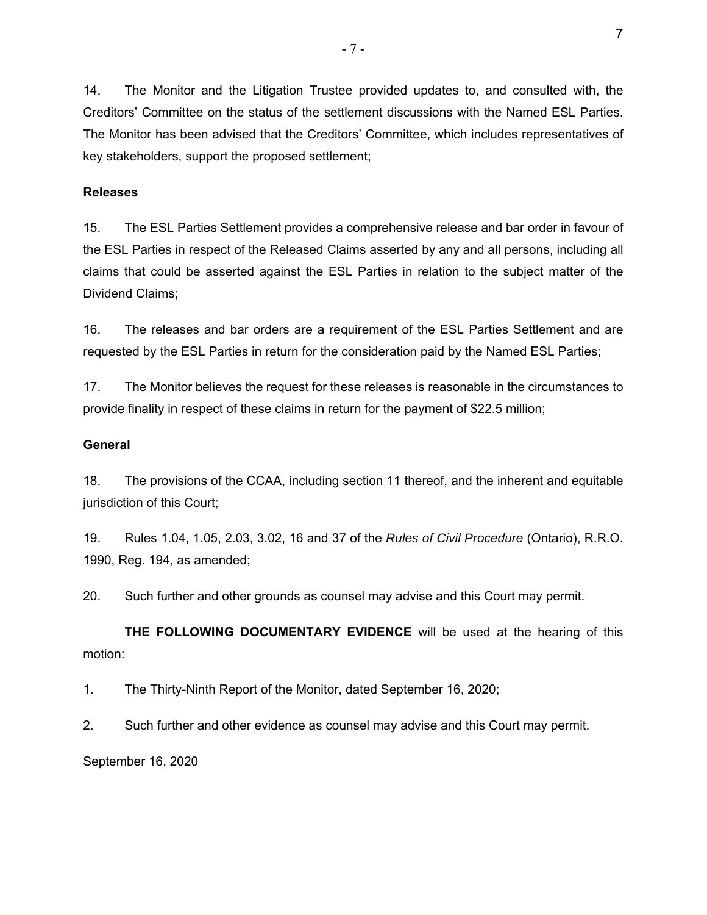14. The Monitor and the Litigation Trustee provided updates to, and consulted with, the Creditors' Committee on the status of the settlement discussions with the Named ESL Parties. The Monitor has been advised that the Creditors' Committee, which includes representatives of key stakeholders, support the proposed settlement;

**Releases**

15. The ESL Parties Settlement provides a comprehensive release and bar order in favour of the ESL Parties in respect of the Released Claims asserted by any and all persons, including all claims that could be asserted against the ESL Parties in relation to the subject matter of the Dividend Claims;

16. The releases and bar orders are a requirement of the ESL Parties Settlement and are requested by the ESL Parties in return for the consideration paid by the Named ESL Parties;

17. The Monitor believes the request for these releases is reasonable in the circumstances to provide finality in respect of these claims in return for the payment of $22.5 million;

**General**

18. The provisions of the CCAA, including section 11 thereof, and the inherent and equitable jurisdiction of this Court;

19. Rules 1.04, 1.05, 2.03, 3.02, 16 and 37 of the *Rules of Civil Procedure* (Ontario), R.R.O. 1990, Reg. 194, as amended;

20. Such further and other grounds as counsel may advise and this Court may permit.

**THE FOLLOWING DOCUMENTARY EVIDENCE** will be used at the hearing of this motion:

1. The Thirty-Ninth Report of the Monitor, dated September 16, 2020;

2. Such further and other evidence as counsel may advise and this Court may permit.

September 16, 2020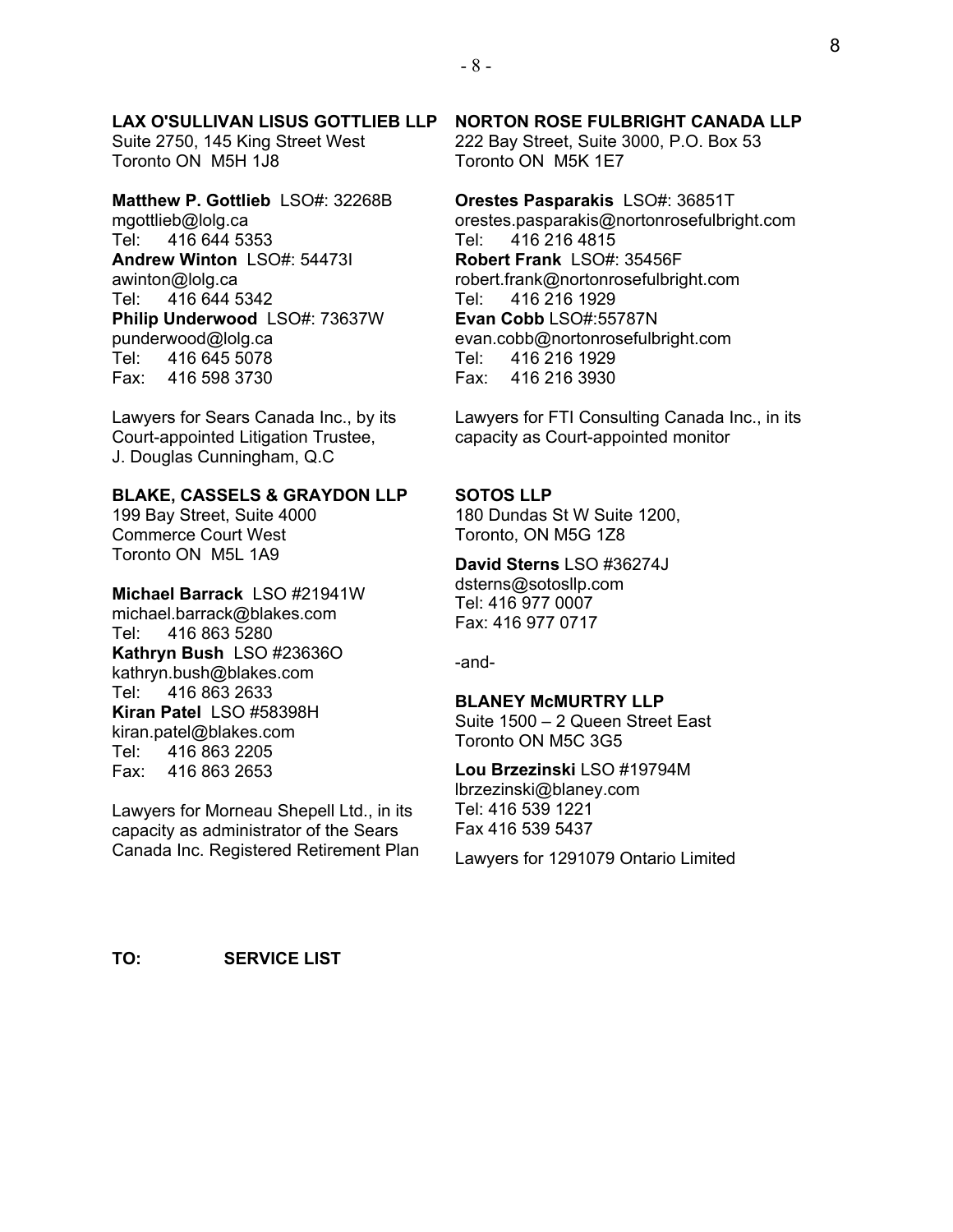**LAX O'SULLIVAN LISUS GOTTLIEB LLP**
Suite 2750, 145 King Street West
Toronto ON  M5H 1J8

**Matthew P. Gottlieb**  LSO#: 32268B
mgottlieb@lolg.ca
Tel:   416 644 5353
**Andrew Winton**  LSO#: 54473I
awinton@lolg.ca
Tel:   416 644 5342
**Philip Underwood**  LSO#: 73637W
punderwood@lolg.ca
Tel:   416 645 5078
Fax:   416 598 3730

Lawyers for Sears Canada Inc., by its Court-appointed Litigation Trustee, J. Douglas Cunningham, Q.C

**BLAKE, CASSELS & GRAYDON LLP**
199 Bay Street, Suite 4000
Commerce Court West
Toronto ON  M5L 1A9

**Michael Barrack**  LSO #21941W
michael.barrack@blakes.com
Tel:   416 863 5280
**Kathryn Bush**  LSO #23636O
kathryn.bush@blakes.com
Tel:   416 863 2633
**Kiran Patel**  LSO #58398H
kiran.patel@blakes.com
Tel:   416 863 2205
Fax:   416 863 2653

Lawyers for Morneau Shepell Ltd., in its capacity as administrator of the Sears Canada Inc. Registered Retirement Plan

**NORTON ROSE FULBRIGHT CANADA LLP**
222 Bay Street, Suite 3000, P.O. Box 53
Toronto ON  M5K 1E7

**Orestes Pasparakis**  LSO#: 36851T
orestes.pasparakis@nortonrosefulbright.com
Tel:   416 216 4815
**Robert Frank**  LSO#: 35456F
robert.frank@nortonrosefulbright.com
Tel:   416 216 1929
**Evan Cobb** LSO#:55787N
evan.cobb@nortonrosefulbright.com
Tel:   416 216 1929
Fax:   416 216 3930

Lawyers for FTI Consulting Canada Inc., in its capacity as Court-appointed monitor

**SOTOS LLP**
180 Dundas St W Suite 1200,
Toronto, ON M5G 1Z8

**David Sterns** LSO #36274J
dsterns@sotosllp.com
Tel: 416 977 0007
Fax: 416 977 0717

-and-

**BLANEY McMURTRY LLP**
Suite 1500 – 2 Queen Street East
Toronto ON M5C 3G5

**Lou Brzezinski** LSO #19794M
lbrzezinski@blaney.com
Tel: 416 539 1221
Fax 416 539 5437

Lawyers for 1291079 Ontario Limited

**TO:      SERVICE LIST**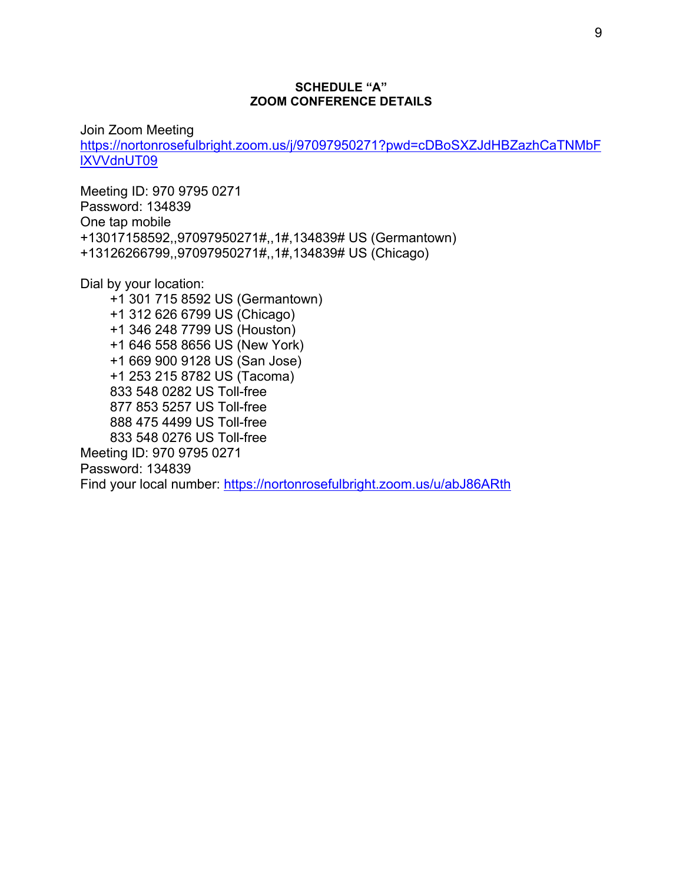**SCHEDULE "A"**
**ZOOM CONFERENCE DETAILS**

Join Zoom Meeting
https://nortonrosefulbright.zoom.us/j/97097950271?pwd=cDBoSXZJdHBZazhCaTNMbFlXVVdnUT09

Meeting ID: 970 9795 0271
Password: 134839
One tap mobile
+13017158592,,97097950271#,,1#,134839# US (Germantown)
+13126266799,,97097950271#,,1#,134839# US (Chicago)

Dial by your location:
- +1 301 715 8592 US (Germantown)
- +1 312 626 6799 US (Chicago)
- +1 346 248 7799 US (Houston)
- +1 646 558 8656 US (New York)
- +1 669 900 9128 US (San Jose)
- +1 253 215 8782 US (Tacoma)
- 833 548 0282 US Toll-free
- 877 853 5257 US Toll-free
- 888 475 4499 US Toll-free
- 833 548 0276 US Toll-free

Meeting ID: 970 9795 0271
Password: 134839
Find your local number: https://nortonrosefulbright.zoom.us/u/abJ86ARth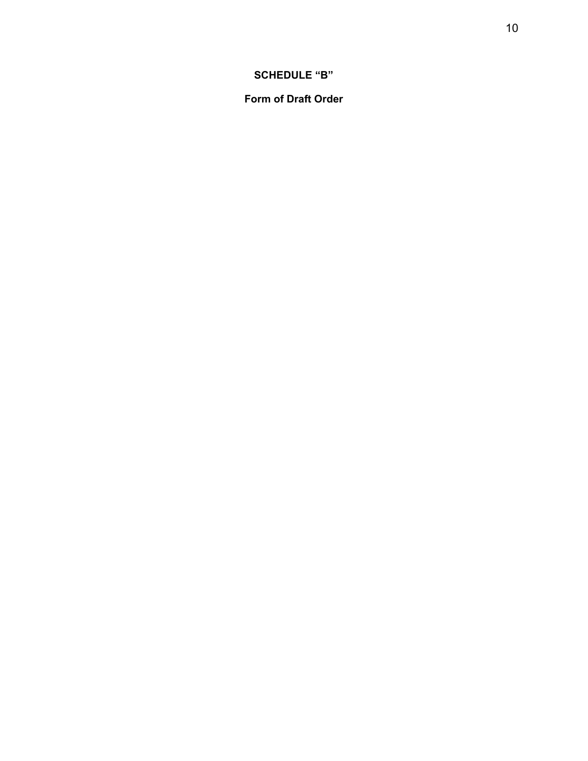## SCHEDULE “B”

### Form of Draft Order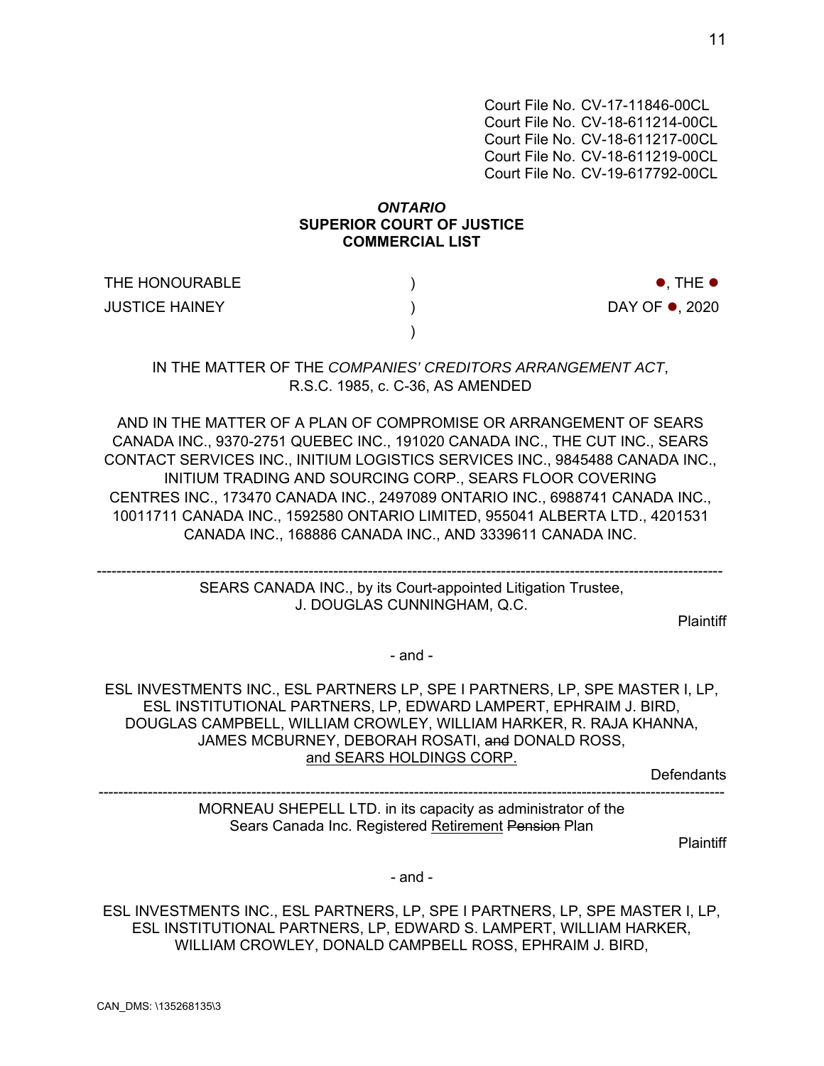Court File No. CV-17-11846-00CL
Court File No. CV-18-611214-00CL
Court File No. CV-18-611217-00CL
Court File No. CV-18-611219-00CL
Court File No. CV-19-617792-00CL

***ONTARIO***
**SUPERIOR COURT OF JUSTICE**
**COMMERCIAL LIST**

| | | |
|---|---|---|
| THE HONOURABLE | ) | ●, THE ● |
| JUSTICE HAINEY | ) | DAY OF ●, 2020 |
| | ) | |

IN THE MATTER OF THE *COMPANIES' CREDITORS ARRANGEMENT ACT*, R.S.C. 1985, c. C-36, AS AMENDED

AND IN THE MATTER OF A PLAN OF COMPROMISE OR ARRANGEMENT OF SEARS CANADA INC., 9370-2751 QUEBEC INC., 191020 CANADA INC., THE CUT INC., SEARS CONTACT SERVICES INC., INITIUM LOGISTICS SERVICES INC., 9845488 CANADA INC., INITIUM TRADING AND SOURCING CORP., SEARS FLOOR COVERING CENTRES INC., 173470 CANADA INC., 2497089 ONTARIO INC., 6988741 CANADA INC., 10011711 CANADA INC., 1592580 ONTARIO LIMITED, 955041 ALBERTA LTD., 4201531 CANADA INC., 168886 CANADA INC., AND 3339611 CANADA INC.

---

SEARS CANADA INC., by its Court-appointed Litigation Trustee, J. DOUGLAS CUNNINGHAM, Q.C.

Plaintiff

\- and -

ESL INVESTMENTS INC., ESL PARTNERS LP, SPE I PARTNERS, LP, SPE MASTER I, LP, ESL INSTITUTIONAL PARTNERS, LP, EDWARD LAMPERT, EPHRAIM J. BIRD, DOUGLAS CAMPBELL, WILLIAM CROWLEY, WILLIAM HARKER, R. RAJA KHANNA, JAMES MCBURNEY, DEBORAH ROSATI, ~~and~~ DONALD ROSS, <u>and SEARS HOLDINGS CORP.</u>

Defendants

---

MORNEAU SHEPELL LTD. in its capacity as administrator of the Sears Canada Inc. Registered <u>Retirement</u> ~~Pension~~ Plan

Plaintiff

\- and -

ESL INVESTMENTS INC., ESL PARTNERS, LP, SPE I PARTNERS, LP, SPE MASTER I, LP, ESL INSTITUTIONAL PARTNERS, LP, EDWARD S. LAMPERT, WILLIAM HARKER, WILLIAM CROWLEY, DONALD CAMPBELL ROSS, EPHRAIM J. BIRD,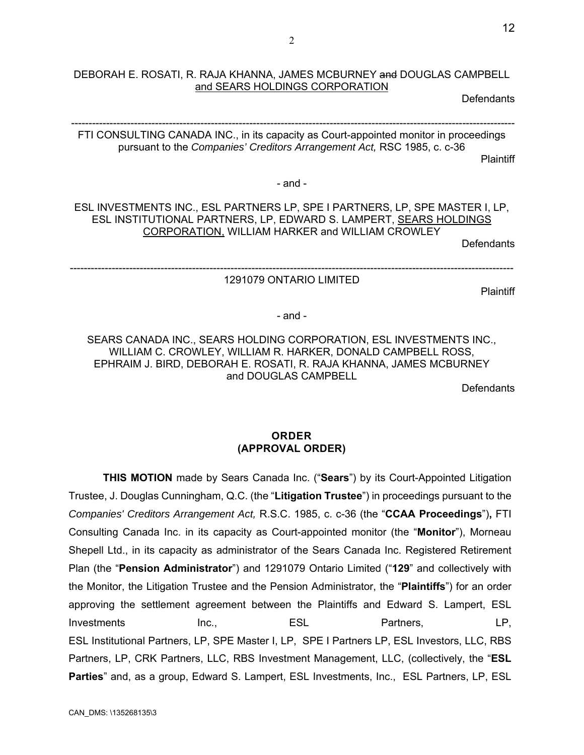DEBORAH E. ROSATI, R. RAJA KHANNA, JAMES MCBURNEY ~~and~~ DOUGLAS CAMPBELL <u>and SEARS HOLDINGS CORPORATION</u>

Defendants

---

FTI CONSULTING CANADA INC., in its capacity as Court-appointed monitor in proceedings pursuant to the *Companies' Creditors Arrangement Act,* RSC 1985, c. c-36

Plaintiff

\- and -

ESL INVESTMENTS INC., ESL PARTNERS LP, SPE I PARTNERS, LP, SPE MASTER I, LP, ESL INSTITUTIONAL PARTNERS, LP, EDWARD S. LAMPERT, <u>SEARS HOLDINGS CORPORATION,</u> WILLIAM HARKER and WILLIAM CROWLEY

Defendants

---

1291079 ONTARIO LIMITED

Plaintiff

\- and -

SEARS CANADA INC., SEARS HOLDING CORPORATION, ESL INVESTMENTS INC., WILLIAM C. CROWLEY, WILLIAM R. HARKER, DONALD CAMPBELL ROSS, EPHRAIM J. BIRD, DEBORAH E. ROSATI, R. RAJA KHANNA, JAMES MCBURNEY and DOUGLAS CAMPBELL

Defendants

## ORDER
## (APPROVAL ORDER)

**THIS MOTION** made by Sears Canada Inc. ("**Sears**") by its Court-Appointed Litigation Trustee, J. Douglas Cunningham, Q.C. (the "**Litigation Trustee**") in proceedings pursuant to the *Companies' Creditors Arrangement Act,* R.S.C. 1985, c. c-36 (the "**CCAA Proceedings**"), FTI Consulting Canada Inc. in its capacity as Court-appointed monitor (the "**Monitor**"), Morneau Shepell Ltd., in its capacity as administrator of the Sears Canada Inc. Registered Retirement Plan (the "**Pension Administrator**") and 1291079 Ontario Limited ("**129**" and collectively with the Monitor, the Litigation Trustee and the Pension Administrator, the "**Plaintiffs**") for an order approving the settlement agreement between the Plaintiffs and Edward S. Lampert, ESL Investments Inc., ESL Partners, LP, ESL Institutional Partners, LP, SPE Master I, LP, SPE I Partners LP, ESL Investors, LLC, RBS Partners, LP, CRK Partners, LLC, RBS Investment Management, LLC, (collectively, the "**ESL Parties**" and, as a group, Edward S. Lampert, ESL Investments, Inc., ESL Partners, LP, ESL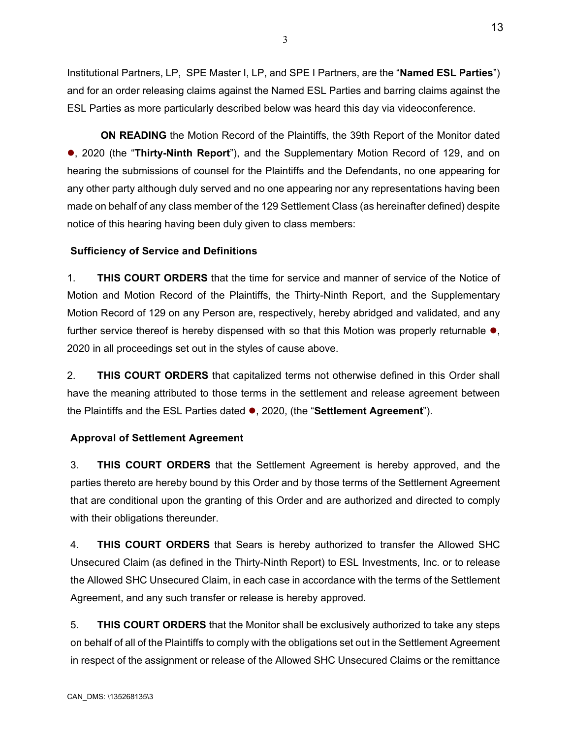Institutional Partners, LP, SPE Master I, LP, and SPE I Partners, are the "**Named ESL Parties**") and for an order releasing claims against the Named ESL Parties and barring claims against the ESL Parties as more particularly described below was heard this day via videoconference.

**ON READING** the Motion Record of the Plaintiffs, the 39th Report of the Monitor dated ●, 2020 (the "**Thirty-Ninth Report**"), and the Supplementary Motion Record of 129, and on hearing the submissions of counsel for the Plaintiffs and the Defendants, no one appearing for any other party although duly served and no one appearing nor any representations having been made on behalf of any class member of the 129 Settlement Class (as hereinafter defined) despite notice of this hearing having been duly given to class members:

**Sufficiency of Service and Definitions**

1. **THIS COURT ORDERS** that the time for service and manner of service of the Notice of Motion and Motion Record of the Plaintiffs, the Thirty-Ninth Report, and the Supplementary Motion Record of 129 on any Person are, respectively, hereby abridged and validated, and any further service thereof is hereby dispensed with so that this Motion was properly returnable ●, 2020 in all proceedings set out in the styles of cause above.

2. **THIS COURT ORDERS** that capitalized terms not otherwise defined in this Order shall have the meaning attributed to those terms in the settlement and release agreement between the Plaintiffs and the ESL Parties dated ●, 2020, (the "**Settlement Agreement**").

**Approval of Settlement Agreement**

3. **THIS COURT ORDERS** that the Settlement Agreement is hereby approved, and the parties thereto are hereby bound by this Order and by those terms of the Settlement Agreement that are conditional upon the granting of this Order and are authorized and directed to comply with their obligations thereunder.

4. **THIS COURT ORDERS** that Sears is hereby authorized to transfer the Allowed SHC Unsecured Claim (as defined in the Thirty-Ninth Report) to ESL Investments, Inc. or to release the Allowed SHC Unsecured Claim, in each case in accordance with the terms of the Settlement Agreement, and any such transfer or release is hereby approved.

5. **THIS COURT ORDERS** that the Monitor shall be exclusively authorized to take any steps on behalf of all of the Plaintiffs to comply with the obligations set out in the Settlement Agreement in respect of the assignment or release of the Allowed SHC Unsecured Claims or the remittance

CAN_DMS: \135268135\3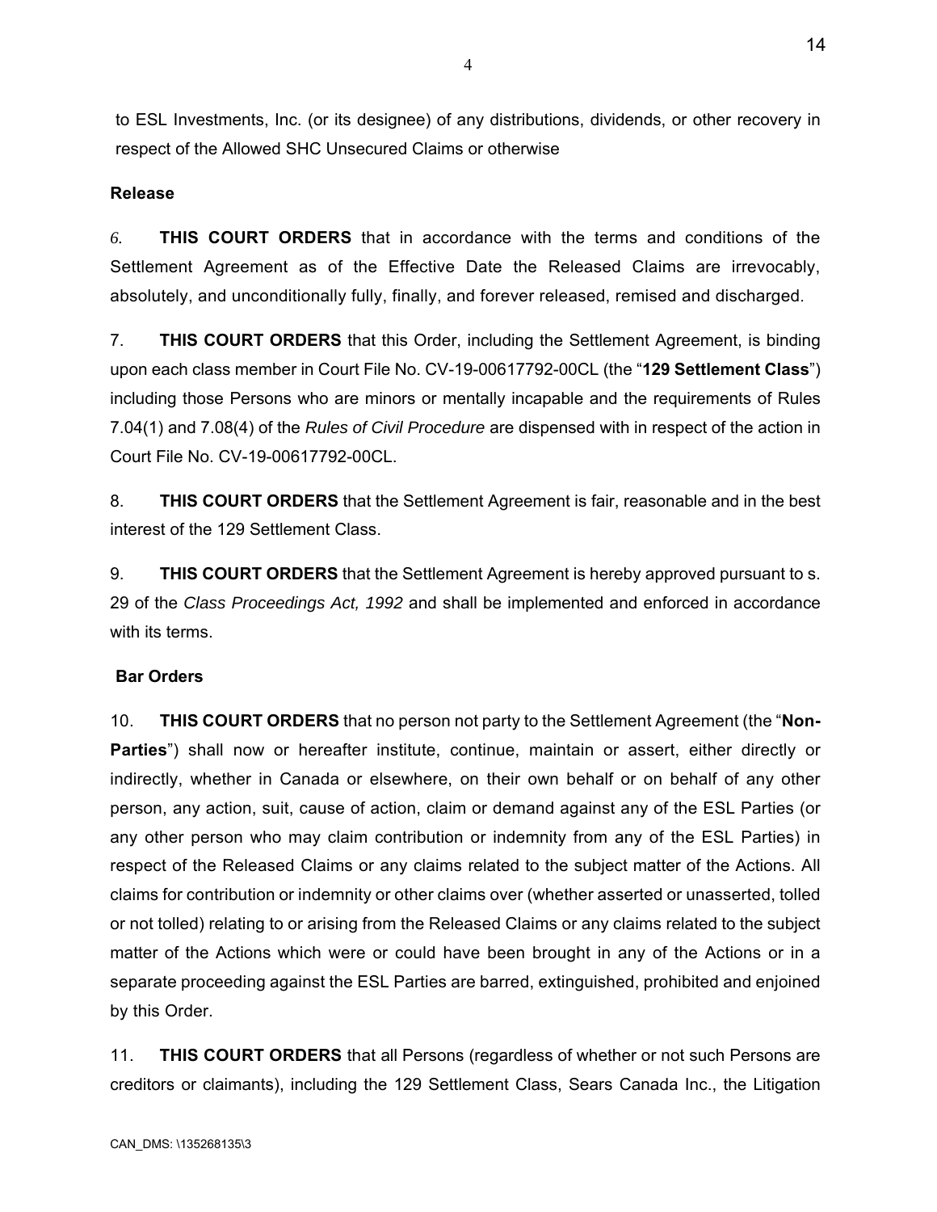to ESL Investments, Inc. (or its designee) of any distributions, dividends, or other recovery in respect of the Allowed SHC Unsecured Claims or otherwise

**Release**

*6.* **THIS COURT ORDERS** that in accordance with the terms and conditions of the Settlement Agreement as of the Effective Date the Released Claims are irrevocably, absolutely, and unconditionally fully, finally, and forever released, remised and discharged.

7. **THIS COURT ORDERS** that this Order, including the Settlement Agreement, is binding upon each class member in Court File No. CV-19-00617792-00CL (the "**129 Settlement Class**") including those Persons who are minors or mentally incapable and the requirements of Rules 7.04(1) and 7.08(4) of the *Rules of Civil Procedure* are dispensed with in respect of the action in Court File No. CV-19-00617792-00CL.

8. **THIS COURT ORDERS** that the Settlement Agreement is fair, reasonable and in the best interest of the 129 Settlement Class.

9. **THIS COURT ORDERS** that the Settlement Agreement is hereby approved pursuant to s. 29 of the *Class Proceedings Act, 1992* and shall be implemented and enforced in accordance with its terms.

**Bar Orders**

10. **THIS COURT ORDERS** that no person not party to the Settlement Agreement (the "**Non-Parties**") shall now or hereafter institute, continue, maintain or assert, either directly or indirectly, whether in Canada or elsewhere, on their own behalf or on behalf of any other person, any action, suit, cause of action, claim or demand against any of the ESL Parties (or any other person who may claim contribution or indemnity from any of the ESL Parties) in respect of the Released Claims or any claims related to the subject matter of the Actions. All claims for contribution or indemnity or other claims over (whether asserted or unasserted, tolled or not tolled) relating to or arising from the Released Claims or any claims related to the subject matter of the Actions which were or could have been brought in any of the Actions or in a separate proceeding against the ESL Parties are barred, extinguished, prohibited and enjoined by this Order.

11. **THIS COURT ORDERS** that all Persons (regardless of whether or not such Persons are creditors or claimants), including the 129 Settlement Class, Sears Canada Inc., the Litigation

CAN_DMS: \135268135\3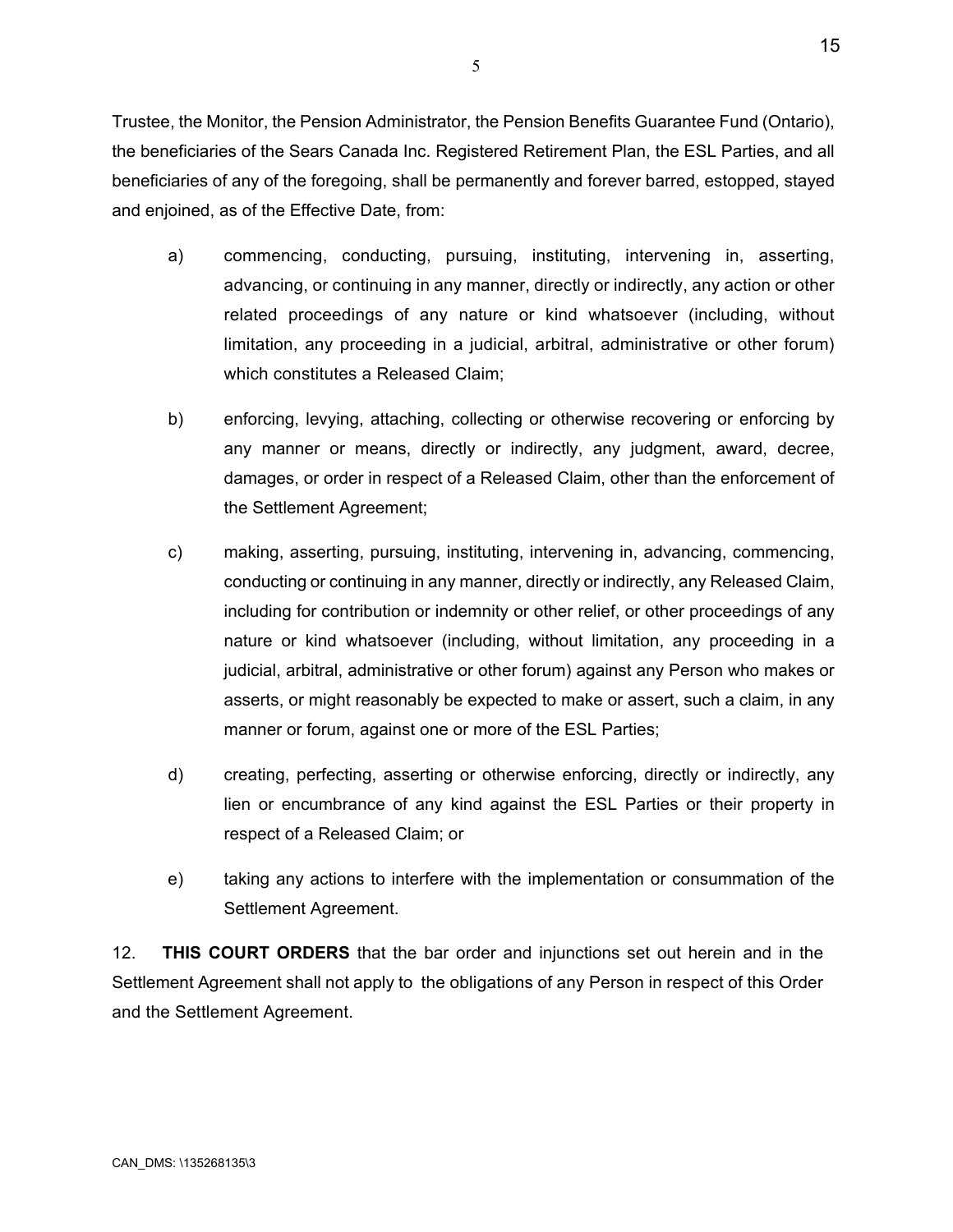Trustee, the Monitor, the Pension Administrator, the Pension Benefits Guarantee Fund (Ontario), the beneficiaries of the Sears Canada Inc. Registered Retirement Plan, the ESL Parties, and all beneficiaries of any of the foregoing, shall be permanently and forever barred, estopped, stayed and enjoined, as of the Effective Date, from:

a) commencing, conducting, pursuing, instituting, intervening in, asserting, advancing, or continuing in any manner, directly or indirectly, any action or other related proceedings of any nature or kind whatsoever (including, without limitation, any proceeding in a judicial, arbitral, administrative or other forum) which constitutes a Released Claim;

b) enforcing, levying, attaching, collecting or otherwise recovering or enforcing by any manner or means, directly or indirectly, any judgment, award, decree, damages, or order in respect of a Released Claim, other than the enforcement of the Settlement Agreement;

c) making, asserting, pursuing, instituting, intervening in, advancing, commencing, conducting or continuing in any manner, directly or indirectly, any Released Claim, including for contribution or indemnity or other relief, or other proceedings of any nature or kind whatsoever (including, without limitation, any proceeding in a judicial, arbitral, administrative or other forum) against any Person who makes or asserts, or might reasonably be expected to make or assert, such a claim, in any manner or forum, against one or more of the ESL Parties;

d) creating, perfecting, asserting or otherwise enforcing, directly or indirectly, any lien or encumbrance of any kind against the ESL Parties or their property in respect of a Released Claim; or

e) taking any actions to interfere with the implementation or consummation of the Settlement Agreement.

12. **THIS COURT ORDERS** that the bar order and injunctions set out herein and in the Settlement Agreement shall not apply to the obligations of any Person in respect of this Order and the Settlement Agreement.

CAN_DMS: \135268135\3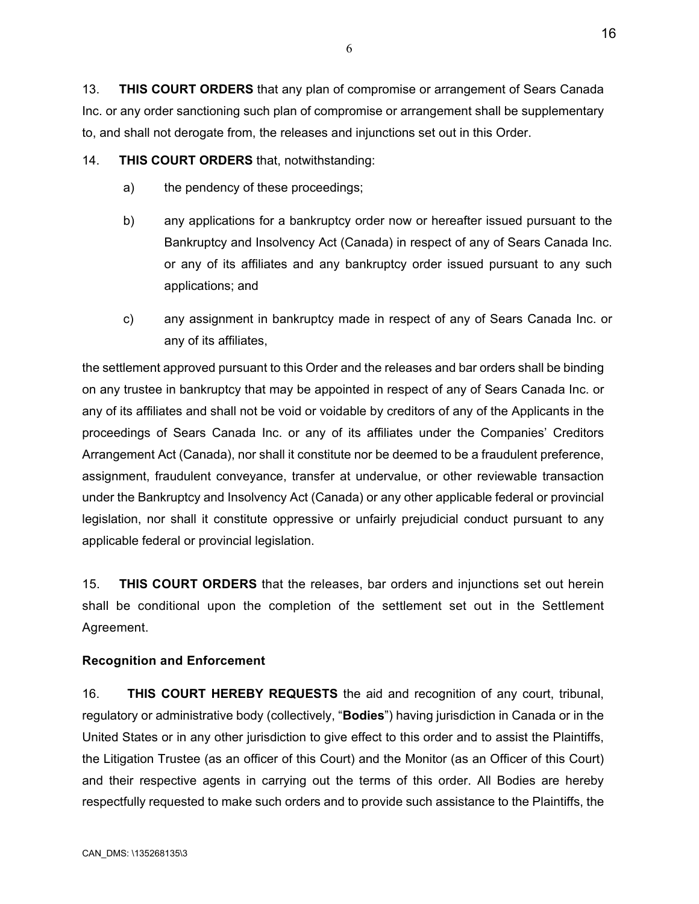13. **THIS COURT ORDERS** that any plan of compromise or arrangement of Sears Canada Inc. or any order sanctioning such plan of compromise or arrangement shall be supplementary to, and shall not derogate from, the releases and injunctions set out in this Order.

14. **THIS COURT ORDERS** that, notwithstanding:

a) the pendency of these proceedings;

b) any applications for a bankruptcy order now or hereafter issued pursuant to the Bankruptcy and Insolvency Act (Canada) in respect of any of Sears Canada Inc. or any of its affiliates and any bankruptcy order issued pursuant to any such applications; and

c) any assignment in bankruptcy made in respect of any of Sears Canada Inc. or any of its affiliates,

the settlement approved pursuant to this Order and the releases and bar orders shall be binding on any trustee in bankruptcy that may be appointed in respect of any of Sears Canada Inc. or any of its affiliates and shall not be void or voidable by creditors of any of the Applicants in the proceedings of Sears Canada Inc. or any of its affiliates under the Companies' Creditors Arrangement Act (Canada), nor shall it constitute nor be deemed to be a fraudulent preference, assignment, fraudulent conveyance, transfer at undervalue, or other reviewable transaction under the Bankruptcy and Insolvency Act (Canada) or any other applicable federal or provincial legislation, nor shall it constitute oppressive or unfairly prejudicial conduct pursuant to any applicable federal or provincial legislation.

15. **THIS COURT ORDERS** that the releases, bar orders and injunctions set out herein shall be conditional upon the completion of the settlement set out in the Settlement Agreement.

**Recognition and Enforcement**

16. **THIS COURT HEREBY REQUESTS** the aid and recognition of any court, tribunal, regulatory or administrative body (collectively, "**Bodies**") having jurisdiction in Canada or in the United States or in any other jurisdiction to give effect to this order and to assist the Plaintiffs, the Litigation Trustee (as an officer of this Court) and the Monitor (as an Officer of this Court) and their respective agents in carrying out the terms of this order. All Bodies are hereby respectfully requested to make such orders and to provide such assistance to the Plaintiffs, the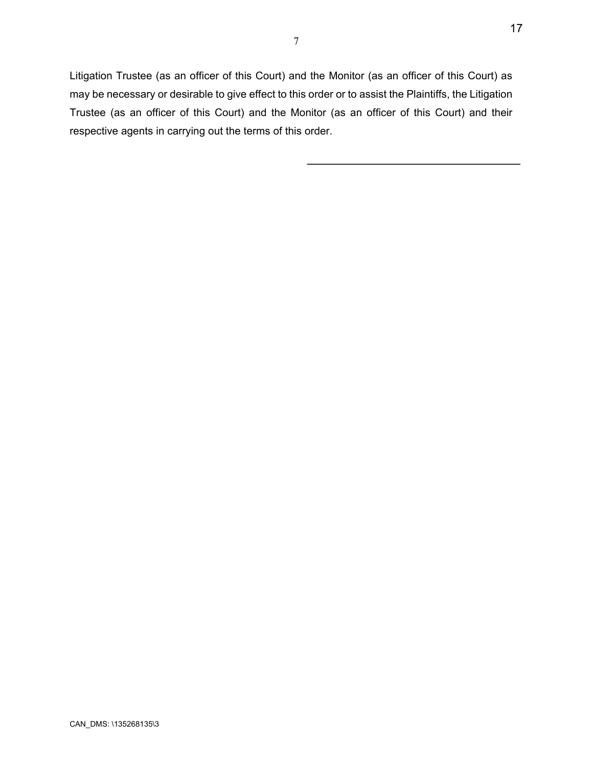Litigation Trustee (as an officer of this Court) and the Monitor (as an officer of this Court) as may be necessary or desirable to give effect to this order or to assist the Plaintiffs, the Litigation Trustee (as an officer of this Court) and the Monitor (as an officer of this Court) and their respective agents in carrying out the terms of this order.

\_\_\_\_\_\_\_\_\_\_\_\_\_\_\_\_\_\_\_\_\_\_\_\_\_\_\_\_\_\_\_\_\_\_\_\_

CAN_DMS: \135268135\3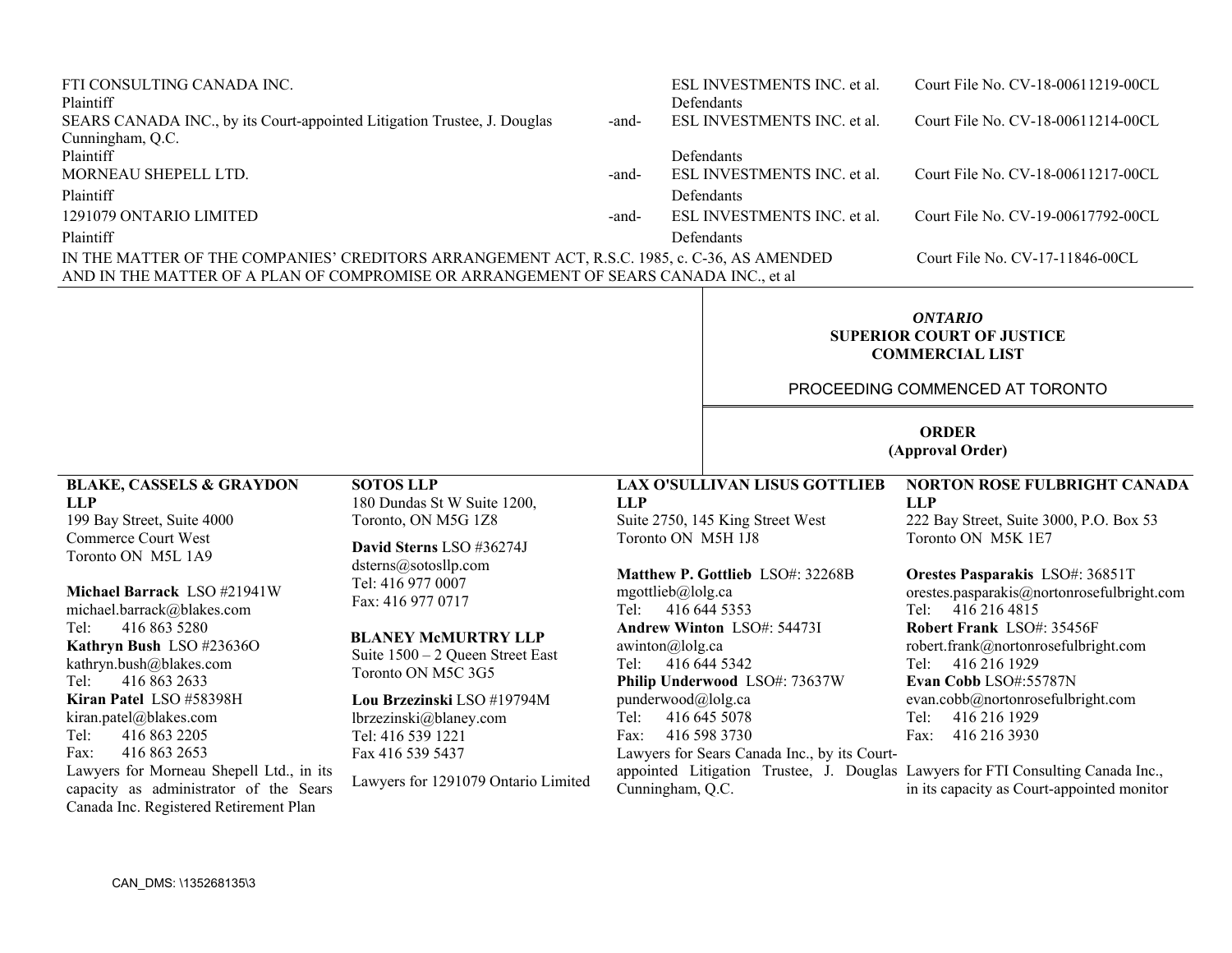| | | | |
|---|---|---|---|
| FTI CONSULTING CANADA INC.<br>Plaintiff | | ESL INVESTMENTS INC. et al.<br>Defendants | Court File No. CV-18-00611219-00CL |
| SEARS CANADA INC., by its Court-appointed Litigation Trustee, J. Douglas Cunningham, Q.C.<br>Plaintiff | -and- | ESL INVESTMENTS INC. et al.<br>Defendants | Court File No. CV-18-00611214-00CL |
| MORNEAU SHEPELL LTD.<br>Plaintiff | -and- | ESL INVESTMENTS INC. et al.<br>Defendants | Court File No. CV-18-00611217-00CL |
| 1291079 ONTARIO LIMITED<br>Plaintiff | -and- | ESL INVESTMENTS INC. et al.<br>Defendants | Court File No. CV-19-00617792-00CL |

IN THE MATTER OF THE COMPANIES' CREDITORS ARRANGEMENT ACT, R.S.C. 1985, c. C-36, AS AMENDED
AND IN THE MATTER OF A PLAN OF COMPROMISE OR ARRANGEMENT OF SEARS CANADA INC., et al

Court File No. CV-17-11846-00CL

***ONTARIO***
**SUPERIOR COURT OF JUSTICE**
**COMMERCIAL LIST**

PROCEEDING COMMENCED AT TORONTO

**ORDER**
**(Approval Order)**

**BLAKE, CASSELS & GRAYDON LLP**
199 Bay Street, Suite 4000
Commerce Court West
Toronto ON M5L 1A9

**Michael Barrack** LSO #21941W
michael.barrack@blakes.com
Tel: 416 863 5280
**Kathryn Bush** LSO #23636O
kathryn.bush@blakes.com
Tel: 416 863 2633
**Kiran Patel** LSO #58398H
kiran.patel@blakes.com
Tel: 416 863 2205
Fax: 416 863 2653
Lawyers for Morneau Shepell Ltd., in its capacity as administrator of the Sears Canada Inc. Registered Retirement Plan

**SOTOS LLP**
180 Dundas St W Suite 1200,
Toronto, ON M5G 1Z8

**David Sterns** LSO #36274J
dsterns@sotosllp.com
Tel: 416 977 0007
Fax: 416 977 0717

**BLANEY McMURTRY LLP**
Suite 1500 – 2 Queen Street East
Toronto ON M5C 3G5

**Lou Brzezinski** LSO #19794M
lbrzezinski@blaney.com
Tel: 416 539 1221
Fax 416 539 5437

Lawyers for 1291079 Ontario Limited

**LAX O'SULLIVAN LISUS GOTTLIEB LLP**
Suite 2750, 145 King Street West
Toronto ON M5H 1J8

**Matthew P. Gottlieb** LSO#: 32268B
mgottlieb@lolg.ca
Tel: 416 644 5353
**Andrew Winton** LSO#: 54473I
awinton@lolg.ca
Tel: 416 644 5342
**Philip Underwood** LSO#: 73637W
punderwood@lolg.ca
Tel: 416 645 5078
Fax: 416 598 3730
Lawyers for Sears Canada Inc., by its Court-appointed Litigation Trustee, J. Douglas Cunningham, Q.C.

**NORTON ROSE FULBRIGHT CANADA LLP**
222 Bay Street, Suite 3000, P.O. Box 53
Toronto ON M5K 1E7

**Orestes Pasparakis** LSO#: 36851T
orestes.pasparakis@nortonrosefulbright.com
Tel: 416 216 4815
**Robert Frank** LSO#: 35456F
robert.frank@nortonrosefulbright.com
Tel: 416 216 1929
**Evan Cobb** LSO#:55787N
evan.cobb@nortonrosefulbright.com
Tel: 416 216 1929
Fax: 416 216 3930
Lawyers for FTI Consulting Canada Inc., in its capacity as Court-appointed monitor

CAN_DMS: \135268135\3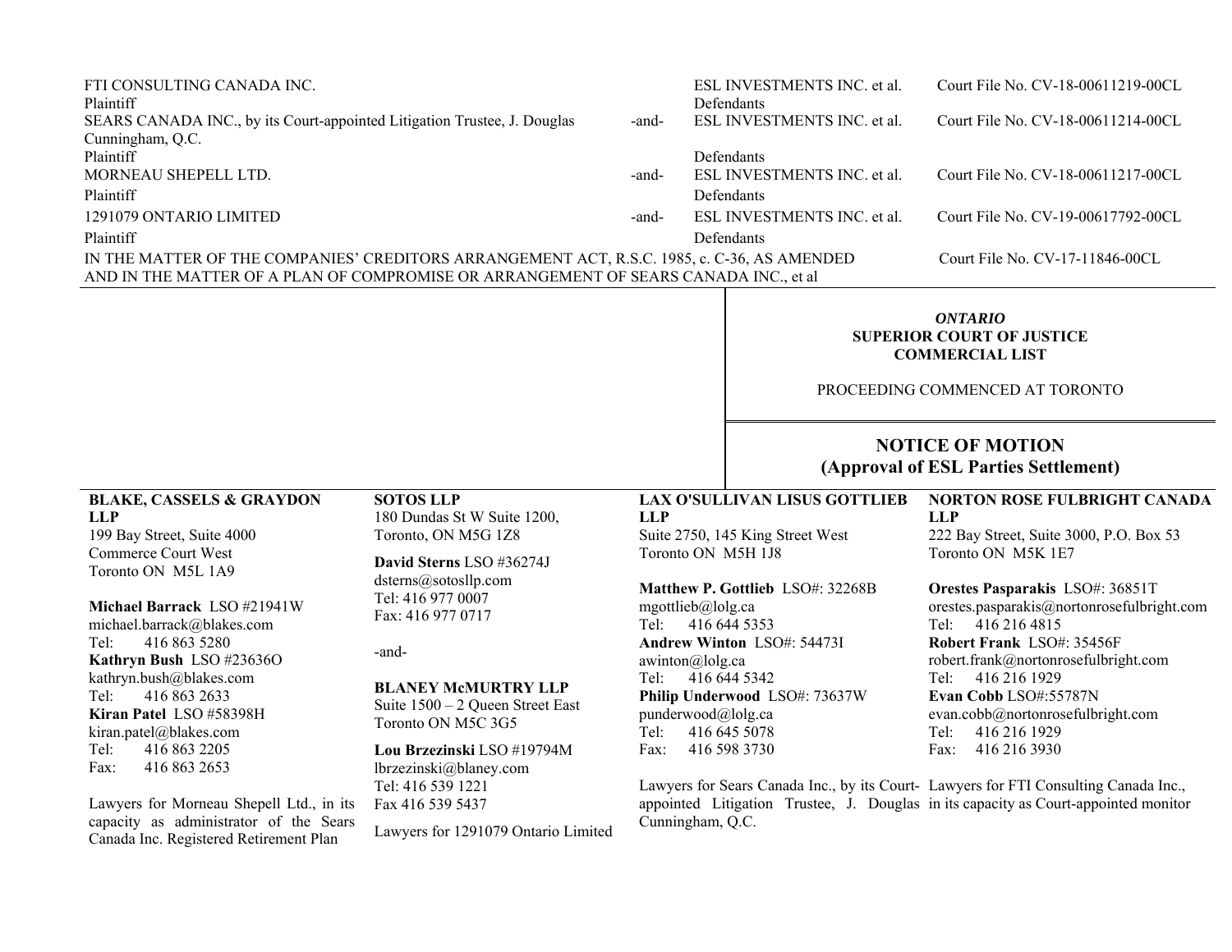| | | | | |
|---|---|---|---|---|
| FTI CONSULTING CANADA INC.<br>Plaintiff | | ESL INVESTMENTS INC. et al.<br>Defendants | Court File No. CV-18-00611219-00CL |
| SEARS CANADA INC., by its Court-appointed Litigation Trustee, J. Douglas Cunningham, Q.C.<br>Plaintiff | -and- | ESL INVESTMENTS INC. et al.<br>Defendants | Court File No. CV-18-00611214-00CL |
| MORNEAU SHEPELL LTD.<br>Plaintiff | -and- | ESL INVESTMENTS INC. et al.<br>Defendants | Court File No. CV-18-00611217-00CL |
| 1291079 ONTARIO LIMITED<br>Plaintiff | -and- | ESL INVESTMENTS INC. et al.<br>Defendants | Court File No. CV-19-00617792-00CL |

IN THE MATTER OF THE COMPANIES' CREDITORS ARRANGEMENT ACT, R.S.C. 1985, c. C-36, AS AMENDED
AND IN THE MATTER OF A PLAN OF COMPROMISE OR ARRANGEMENT OF SEARS CANADA INC., et al

Court File No. CV-17-11846-00CL

***ONTARIO***
**SUPERIOR COURT OF JUSTICE**
**COMMERCIAL LIST**

PROCEEDING COMMENCED AT TORONTO

**NOTICE OF MOTION**
**(Approval of ESL Parties Settlement)**

**BLAKE, CASSELS & GRAYDON LLP**
199 Bay Street, Suite 4000
Commerce Court West
Toronto ON M5L 1A9

**Michael Barrack** LSO #21941W
michael.barrack@blakes.com
Tel: 416 863 5280
**Kathryn Bush** LSO #23636O
kathryn.bush@blakes.com
Tel: 416 863 2633
**Kiran Patel** LSO #58398H
kiran.patel@blakes.com
Tel: 416 863 2205
Fax: 416 863 2653

Lawyers for Morneau Shepell Ltd., in its capacity as administrator of the Sears Canada Inc. Registered Retirement Plan

**SOTOS LLP**
180 Dundas St W Suite 1200,
Toronto, ON M5G 1Z8

**David Sterns** LSO #36274J
dsterns@sotosllp.com
Tel: 416 977 0007
Fax: 416 977 0717

-and-

**BLANEY McMURTRY LLP**
Suite 1500 – 2 Queen Street East
Toronto ON M5C 3G5

**Lou Brzezinski** LSO #19794M
lbrzezinski@blaney.com
Tel: 416 539 1221
Fax 416 539 5437

Lawyers for 1291079 Ontario Limited

**LAX O'SULLIVAN LISUS GOTTLIEB LLP**
Suite 2750, 145 King Street West
Toronto ON M5H 1J8

**Matthew P. Gottlieb** LSO#: 32268B
mgottlieb@lolg.ca
Tel: 416 644 5353
**Andrew Winton** LSO#: 54473I
awinton@lolg.ca
Tel: 416 644 5342
**Philip Underwood** LSO#: 73637W
punderwood@lolg.ca
Tel: 416 645 5078
Fax: 416 598 3730

Lawyers for Sears Canada Inc., by its Court-appointed Litigation Trustee, J. Douglas Cunningham, Q.C.

**NORTON ROSE FULBRIGHT CANADA LLP**
222 Bay Street, Suite 3000, P.O. Box 53
Toronto ON M5K 1E7

**Orestes Pasparakis** LSO#: 36851T
orestes.pasparakis@nortonrosefulbright.com
Tel: 416 216 4815
**Robert Frank** LSO#: 35456F
robert.frank@nortonrosefulbright.com
Tel: 416 216 1929
**Evan Cobb** LSO#:55787N
evan.cobb@nortonrosefulbright.com
Tel: 416 216 1929
Fax: 416 216 3930

Lawyers for FTI Consulting Canada Inc., in its capacity as Court-appointed monitor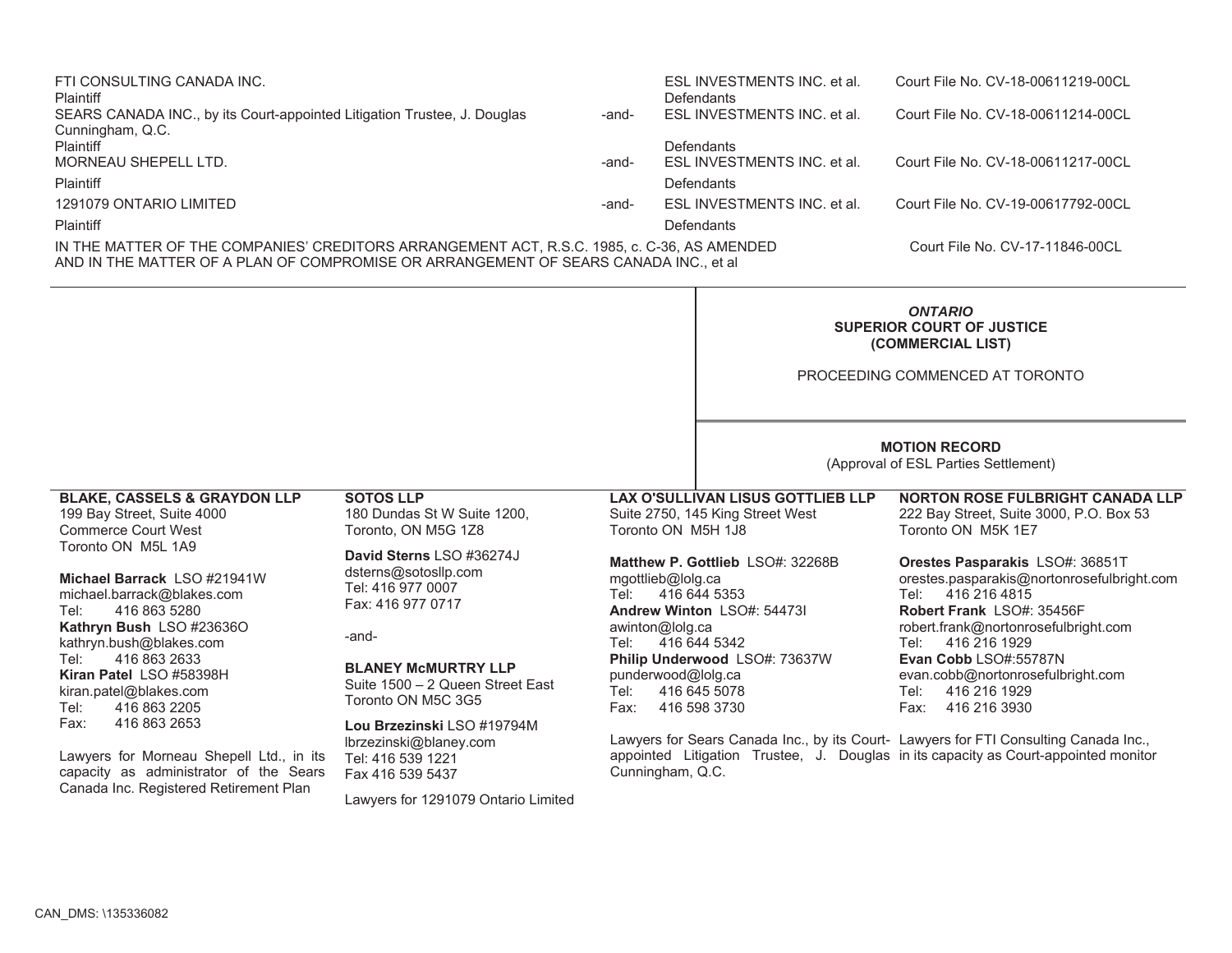| | | | |
|---|---|---|---|
| FTI CONSULTING CANADA INC. Plaintiff | | ESL INVESTMENTS INC. et al. Defendants | Court File No. CV-18-00611219-00CL |
| SEARS CANADA INC., by its Court-appointed Litigation Trustee, J. Douglas Cunningham, Q.C. Plaintiff | -and- | ESL INVESTMENTS INC. et al. Defendants | Court File No. CV-18-00611214-00CL |
| MORNEAU SHEPELL LTD. Plaintiff | -and- | ESL INVESTMENTS INC. et al. Defendants | Court File No. CV-18-00611217-00CL |
| 1291079 ONTARIO LIMITED Plaintiff | -and- | ESL INVESTMENTS INC. et al. Defendants | Court File No. CV-19-00617792-00CL |

IN THE MATTER OF THE COMPANIES' CREDITORS ARRANGEMENT ACT, R.S.C. 1985, c. C-36, AS AMENDED
AND IN THE MATTER OF A PLAN OF COMPROMISE OR ARRANGEMENT OF SEARS CANADA INC., et al

Court File No. CV-17-11846-00CL

***ONTARIO***
**SUPERIOR COURT OF JUSTICE**
**(COMMERCIAL LIST)**

PROCEEDING COMMENCED AT TORONTO

**MOTION RECORD**
(Approval of ESL Parties Settlement)

**BLAKE, CASSELS & GRAYDON LLP**
199 Bay Street, Suite 4000
Commerce Court West
Toronto ON M5L 1A9

**Michael Barrack** LSO #21941W
michael.barrack@blakes.com
Tel: 416 863 5280
**Kathryn Bush** LSO #23636O
kathryn.bush@blakes.com
Tel: 416 863 2633
**Kiran Patel** LSO #58398H
kiran.patel@blakes.com
Tel: 416 863 2205
Fax: 416 863 2653

Lawyers for Morneau Shepell Ltd., in its capacity as administrator of the Sears Canada Inc. Registered Retirement Plan

**SOTOS LLP**
180 Dundas St W Suite 1200,
Toronto, ON M5G 1Z8

**David Sterns** LSO #36274J
dsterns@sotosllp.com
Tel: 416 977 0007
Fax: 416 977 0717

-and-

**BLANEY McMURTRY LLP**
Suite 1500 – 2 Queen Street East
Toronto ON M5C 3G5

**Lou Brzezinski** LSO #19794M
lbrzezinski@blaney.com
Tel: 416 539 1221
Fax 416 539 5437

Lawyers for 1291079 Ontario Limited

**LAX O'SULLIVAN LISUS GOTTLIEB LLP**
Suite 2750, 145 King Street West
Toronto ON M5H 1J8

**Matthew P. Gottlieb** LSO#: 32268B
mgottlieb@lolg.ca
Tel: 416 644 5353
**Andrew Winton** LSO#: 54473I
awinton@lolg.ca
Tel: 416 644 5342
**Philip Underwood** LSO#: 73637W
punderwood@lolg.ca
Tel: 416 645 5078
Fax: 416 598 3730

Lawyers for Sears Canada Inc., by its Court-appointed Litigation Trustee, J. Douglas Cunningham, Q.C.

**NORTON ROSE FULBRIGHT CANADA LLP**
222 Bay Street, Suite 3000, P.O. Box 53
Toronto ON M5K 1E7

**Orestes Pasparakis** LSO#: 36851T
orestes.pasparakis@nortonrosefulbright.com
Tel: 416 216 4815
**Robert Frank** LSO#: 35456F
robert.frank@nortonrosefulbright.com
Tel: 416 216 1929
**Evan Cobb** LSO#:55787N
evan.cobb@nortonrosefulbright.com
Tel: 416 216 1929
Fax: 416 216 3930

Lawyers for FTI Consulting Canada Inc., in its capacity as Court-appointed monitor

CAN_DMS: \135336082